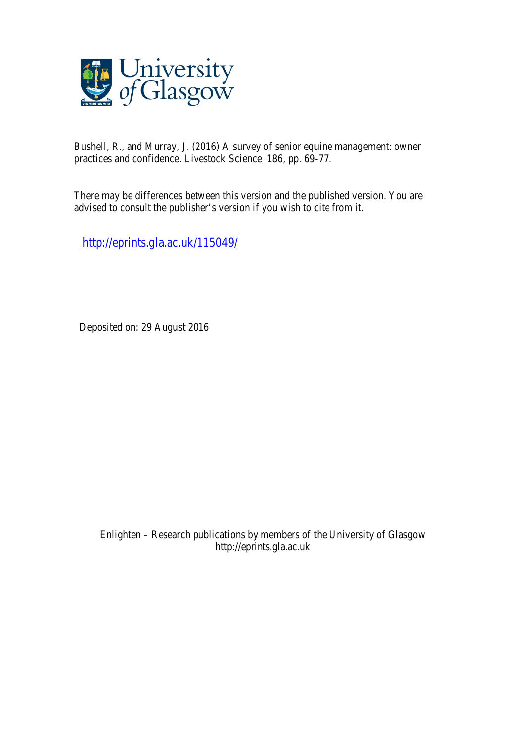Bushell, R., and Murray, J. (2016) A survey of senior equine management: owner practices and confidence. Livestock Science, 186, pp. 69-77.

There may be differences between this version and the published version. You are advised to consult the publisher's version if you wish to cite from it.

http://eprints.gla.ac.uk/115049/

Deposited on: 29 August 2016

Enlighten – Research publications by members of the University of Glasgow
http://eprints.gla.ac.uk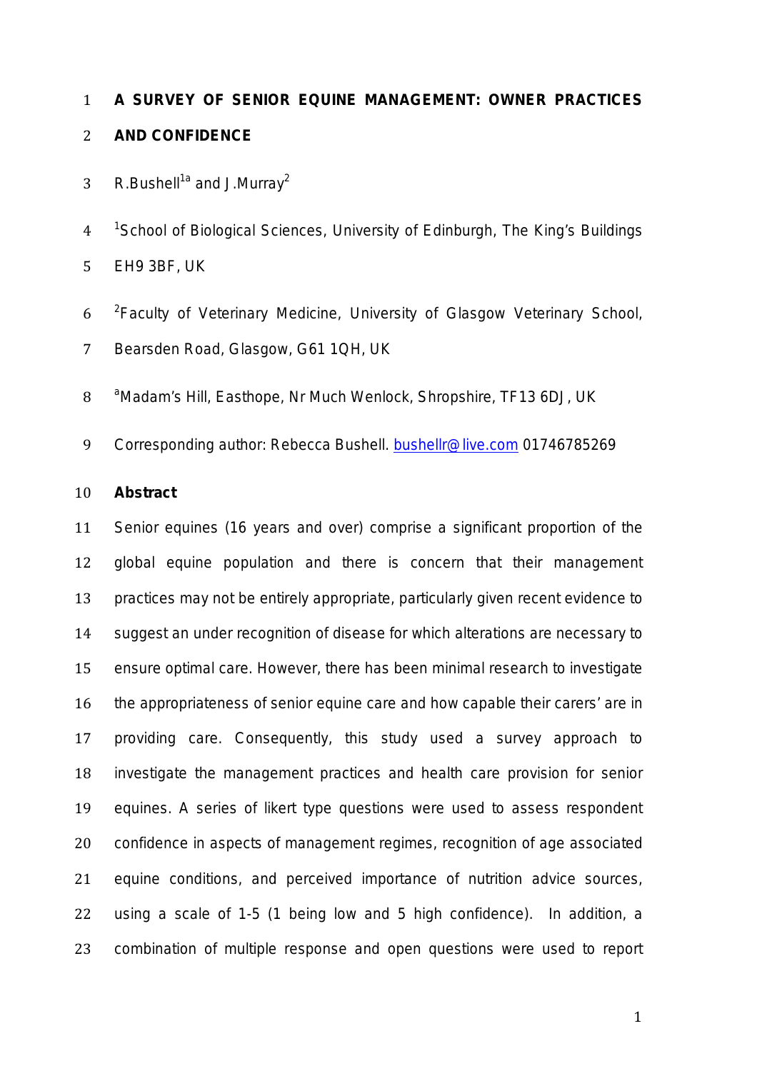# A SURVEY OF SENIOR EQUINE MANAGEMENT: OWNER PRACTICES AND CONFIDENCE

R.Bushell[1a] and J.Murray[2]

[1]School of Biological Sciences, University of Edinburgh, The King's Buildings EH9 3BF, UK

[2]Faculty of Veterinary Medicine, University of Glasgow Veterinary School, Bearsden Road, Glasgow, G61 1QH, UK

[a]Madam's Hill, Easthope, Nr Much Wenlock, Shropshire, TF13 6DJ, UK

Corresponding author: Rebecca Bushell. bushellr@live.com 01746785269

## Abstract

Senior equines (16 years and over) comprise a significant proportion of the global equine population and there is concern that their management practices may not be entirely appropriate, particularly given recent evidence to suggest an under recognition of disease for which alterations are necessary to ensure optimal care. However, there has been minimal research to investigate the appropriateness of senior equine care and how capable their carers' are in providing care. Consequently, this study used a survey approach to investigate the management practices and health care provision for senior equines. A series of likert type questions were used to assess respondent confidence in aspects of management regimes, recognition of age associated equine conditions, and perceived importance of nutrition advice sources, using a scale of 1-5 (1 being low and 5 high confidence). In addition, a combination of multiple response and open questions were used to report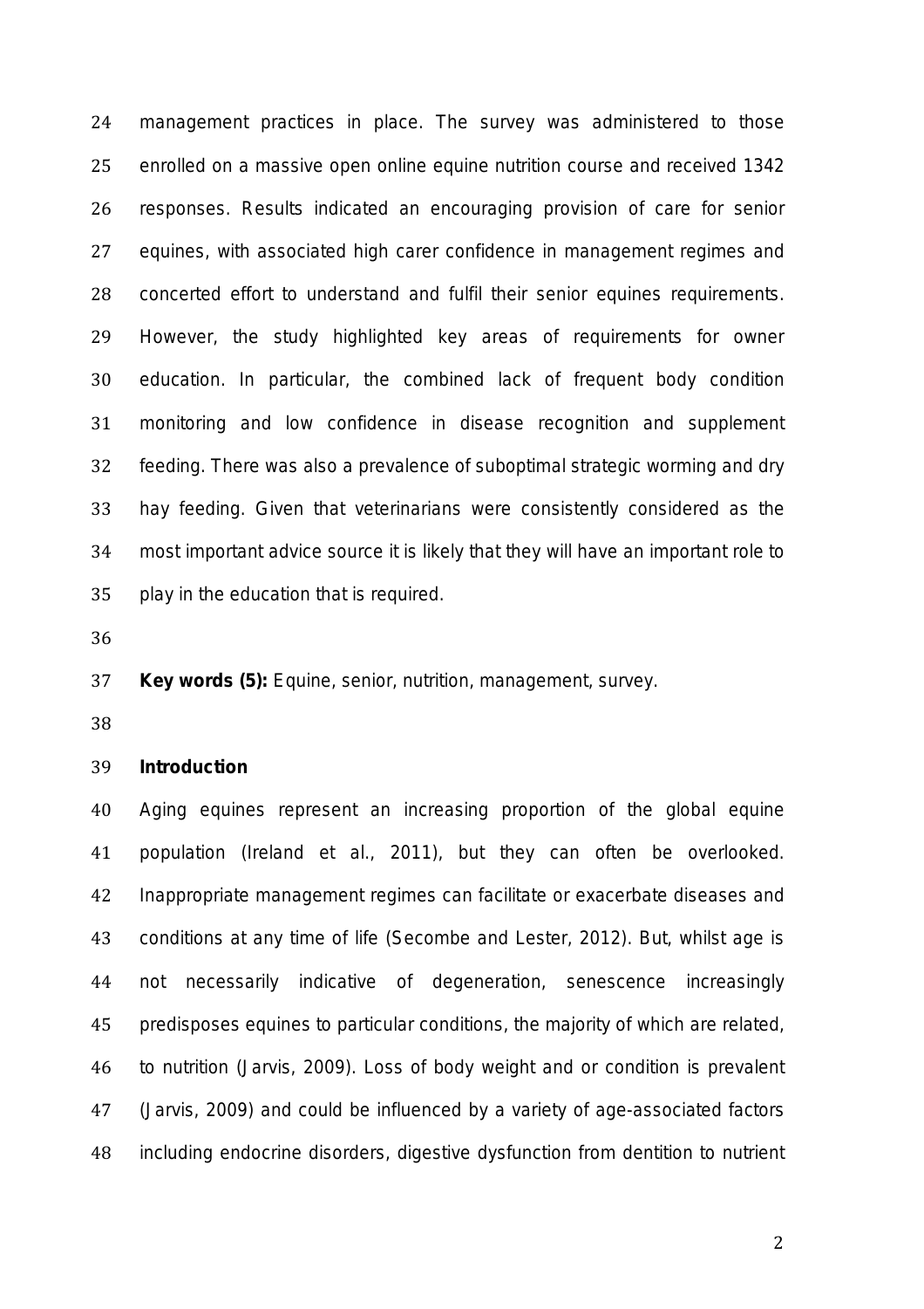management practices in place. The survey was administered to those enrolled on a massive open online equine nutrition course and received 1342 responses. Results indicated an encouraging provision of care for senior equines, with associated high carer confidence in management regimes and concerted effort to understand and fulfil their senior equines requirements. However, the study highlighted key areas of requirements for owner education. In particular, the combined lack of frequent body condition monitoring and low confidence in disease recognition and supplement feeding. There was also a prevalence of suboptimal strategic worming and dry hay feeding. Given that veterinarians were consistently considered as the most important advice source it is likely that they will have an important role to play in the education that is required.

**Key words (5):** Equine, senior, nutrition, management, survey.

## Introduction

Aging equines represent an increasing proportion of the global equine population (Ireland et al., 2011), but they can often be overlooked. Inappropriate management regimes can facilitate or exacerbate diseases and conditions at any time of life (Secombe and Lester, 2012). But, whilst age is not necessarily indicative of degeneration, senescence increasingly predisposes equines to particular conditions, the majority of which are related, to nutrition (Jarvis, 2009). Loss of body weight and or condition is prevalent (Jarvis, 2009) and could be influenced by a variety of age-associated factors including endocrine disorders, digestive dysfunction from dentition to nutrient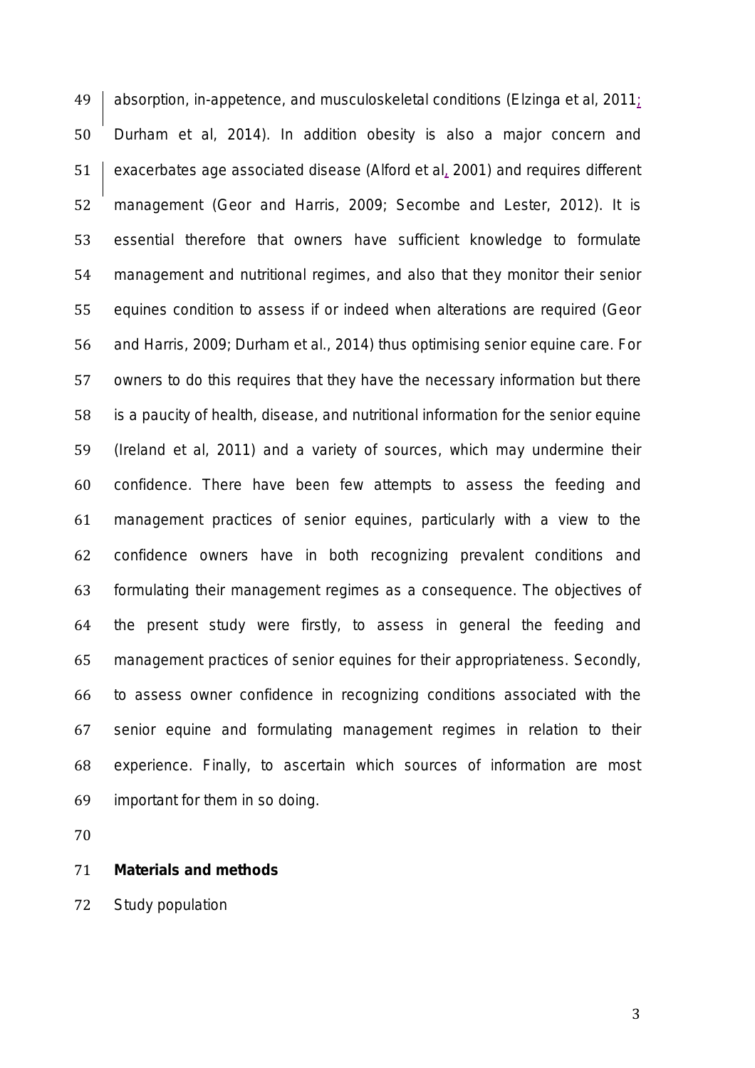absorption, in-appetence, and musculoskeletal conditions (Elzinga et al, 2011; Durham et al, 2014). In addition obesity is also a major concern and exacerbates age associated disease (Alford et al, 2001) and requires different management (Geor and Harris, 2009; Secombe and Lester, 2012). It is essential therefore that owners have sufficient knowledge to formulate management and nutritional regimes, and also that they monitor their senior equines condition to assess if or indeed when alterations are required (Geor and Harris, 2009; Durham et al., 2014) thus optimising senior equine care. For owners to do this requires that they have the necessary information but there is a paucity of health, disease, and nutritional information for the senior equine (Ireland et al, 2011) and a variety of sources, which may undermine their confidence. There have been few attempts to assess the feeding and management practices of senior equines, particularly with a view to the confidence owners have in both recognizing prevalent conditions and formulating their management regimes as a consequence. The objectives of the present study were firstly, to assess in general the feeding and management practices of senior equines for their appropriateness. Secondly, to assess owner confidence in recognizing conditions associated with the senior equine and formulating management regimes in relation to their experience. Finally, to ascertain which sources of information are most important for them in so doing.

## Materials and methods

Study population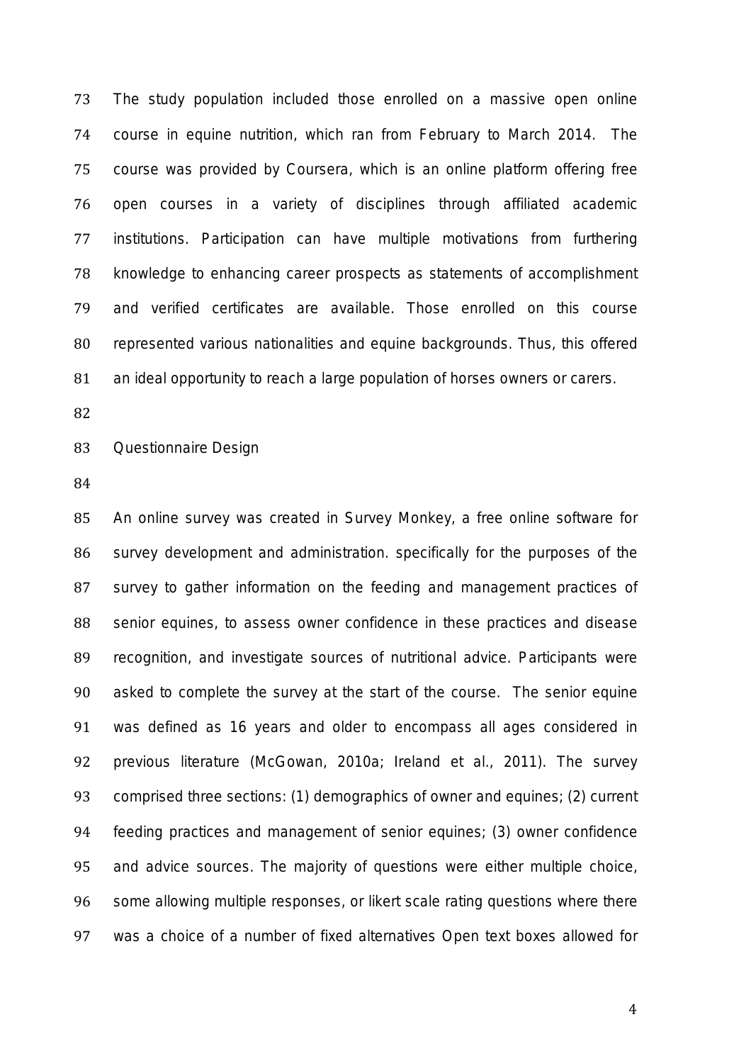The study population included those enrolled on a massive open online course in equine nutrition, which ran from February to March 2014. The course was provided by Coursera, which is an online platform offering free open courses in a variety of disciplines through affiliated academic institutions. Participation can have multiple motivations from furthering knowledge to enhancing career prospects as statements of accomplishment and verified certificates are available. Those enrolled on this course represented various nationalities and equine backgrounds. Thus, this offered an ideal opportunity to reach a large population of horses owners or carers.

## Questionnaire Design

An online survey was created in Survey Monkey, a free online software for survey development and administration. specifically for the purposes of the survey to gather information on the feeding and management practices of senior equines, to assess owner confidence in these practices and disease recognition, and investigate sources of nutritional advice. Participants were asked to complete the survey at the start of the course. The senior equine was defined as 16 years and older to encompass all ages considered in previous literature (McGowan, 2010a; Ireland et al., 2011). The survey comprised three sections: (1) demographics of owner and equines; (2) current feeding practices and management of senior equines; (3) owner confidence and advice sources. The majority of questions were either multiple choice, some allowing multiple responses, or likert scale rating questions where there was a choice of a number of fixed alternatives Open text boxes allowed for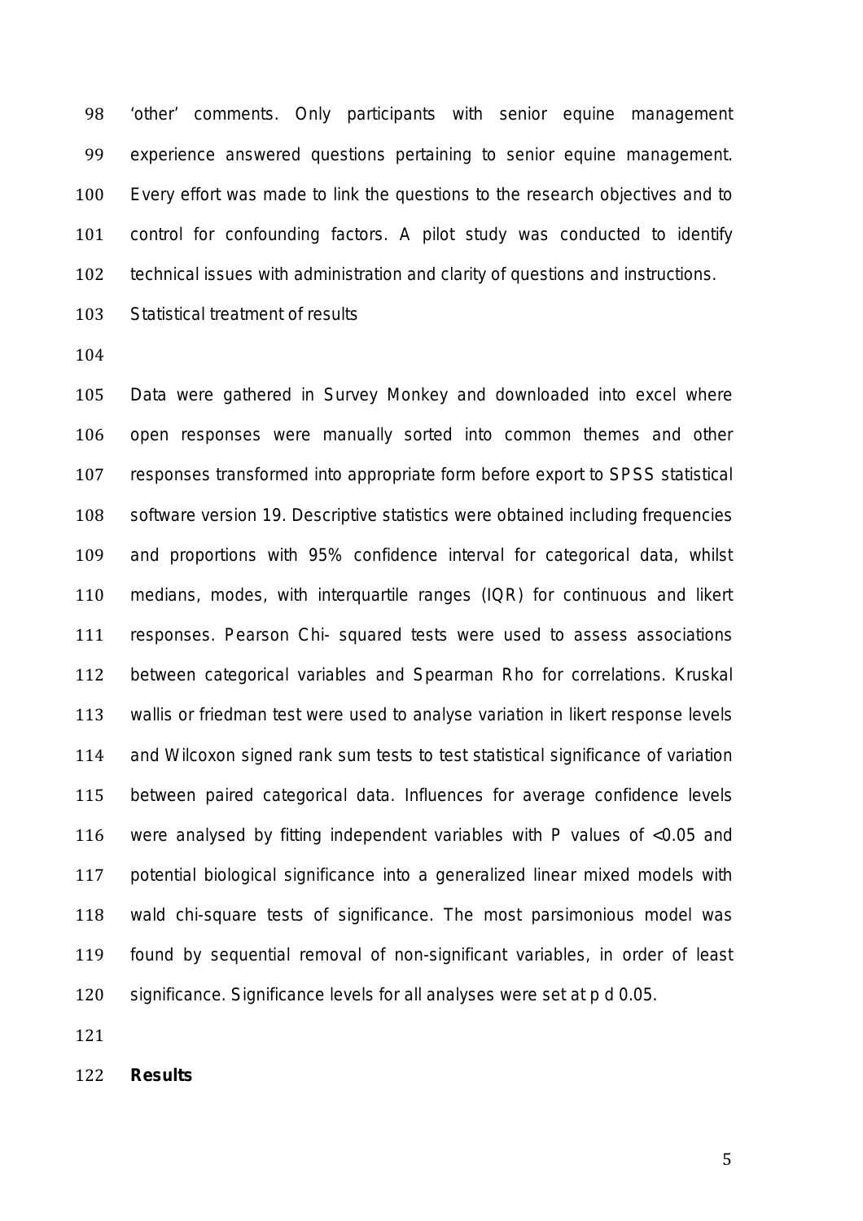'other' comments. Only participants with senior equine management experience answered questions pertaining to senior equine management. Every effort was made to link the questions to the research objectives and to control for confounding factors. A pilot study was conducted to identify technical issues with administration and clarity of questions and instructions.

Statistical treatment of results

Data were gathered in Survey Monkey and downloaded into excel where open responses were manually sorted into common themes and other responses transformed into appropriate form before export to SPSS statistical software version 19. Descriptive statistics were obtained including frequencies and proportions with 95% confidence interval for categorical data, whilst medians, modes, with interquartile ranges (IQR) for continuous and likert responses. Pearson Chi- squared tests were used to assess associations between categorical variables and Spearman Rho for correlations. Kruskal wallis or friedman test were used to analyse variation in likert response levels and Wilcoxon signed rank sum tests to test statistical significance of variation between paired categorical data. Influences for average confidence levels were analysed by fitting independent variables with P values of <0.05 and potential biological significance into a generalized linear mixed models with wald chi-square tests of significance. The most parsimonious model was found by sequential removal of non-significant variables, in order of least significance. Significance levels for all analyses were set at p d 0.05.

## Results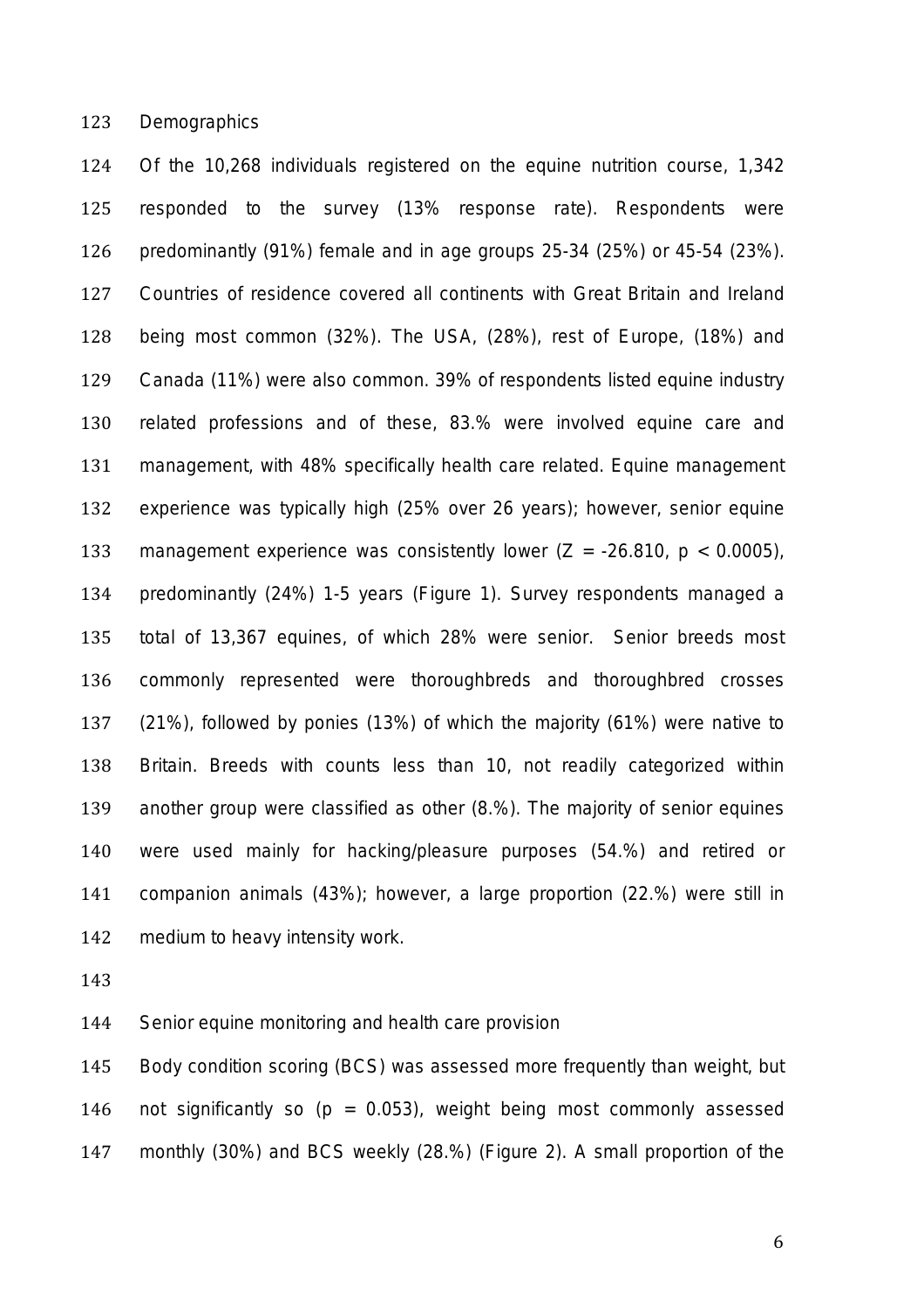### Demographics

Of the 10,268 individuals registered on the equine nutrition course, 1,342 responded to the survey (13% response rate). Respondents were predominantly (91%) female and in age groups 25-34 (25%) or 45-54 (23%). Countries of residence covered all continents with Great Britain and Ireland being most common (32%). The USA, (28%), rest of Europe, (18%) and Canada (11%) were also common. 39% of respondents listed equine industry related professions and of these, 83.% were involved equine care and management, with 48% specifically health care related. Equine management experience was typically high (25% over 26 years); however, senior equine management experience was consistently lower ($Z = -26.810$, $p < 0.0005$), predominantly (24%) 1-5 years (Figure 1). Survey respondents managed a total of 13,367 equines, of which 28% were senior. Senior breeds most commonly represented were thoroughbreds and thoroughbred crosses (21%), followed by ponies (13%) of which the majority (61%) were native to Britain. Breeds with counts less than 10, not readily categorized within another group were classified as other (8.%). The majority of senior equines were used mainly for hacking/pleasure purposes (54.%) and retired or companion animals (43%); however, a large proportion (22.%) were still in medium to heavy intensity work.

### Senior equine monitoring and health care provision

Body condition scoring (BCS) was assessed more frequently than weight, but not significantly so ($p = 0.053$), weight being most commonly assessed monthly (30%) and BCS weekly (28.%) (Figure 2). A small proportion of the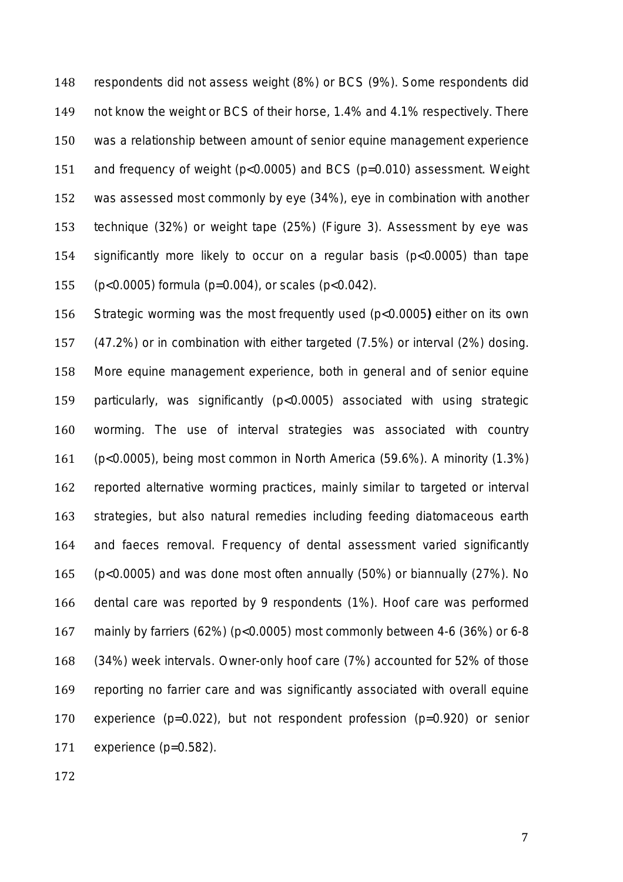respondents did not assess weight (8%) or BCS (9%). Some respondents did not know the weight or BCS of their horse, 1.4% and 4.1% respectively. There was a relationship between amount of senior equine management experience and frequency of weight ($p<0.0005$) and BCS ($p=0.010$) assessment. Weight was assessed most commonly by eye (34%), eye in combination with another technique (32%) or weight tape (25%) (Figure 3). Assessment by eye was significantly more likely to occur on a regular basis ($p<0.0005$) than tape ($p<0.0005$) formula ($p=0.004$), or scales ($p<0.042$).

Strategic worming was the most frequently used ($p<0.0005$**)** either on its own (47.2%) or in combination with either targeted (7.5%) or interval (2%) dosing. More equine management experience, both in general and of senior equine particularly, was significantly ($p<0.0005$) associated with using strategic worming. The use of interval strategies was associated with country ($p<0.0005$), being most common in North America (59.6%). A minority (1.3%) reported alternative worming practices, mainly similar to targeted or interval strategies, but also natural remedies including feeding diatomaceous earth and faeces removal. Frequency of dental assessment varied significantly ($p<0.0005$) and was done most often annually (50%) or biannually (27%). No dental care was reported by 9 respondents (1%). Hoof care was performed mainly by farriers (62%) ($p<0.0005$) most commonly between 4-6 (36%) or 6-8 (34%) week intervals. Owner-only hoof care (7%) accounted for 52% of those reporting no farrier care and was significantly associated with overall equine experience ($p=0.022$), but not respondent profession ($p=0.920$) or senior experience ($p=0.582$).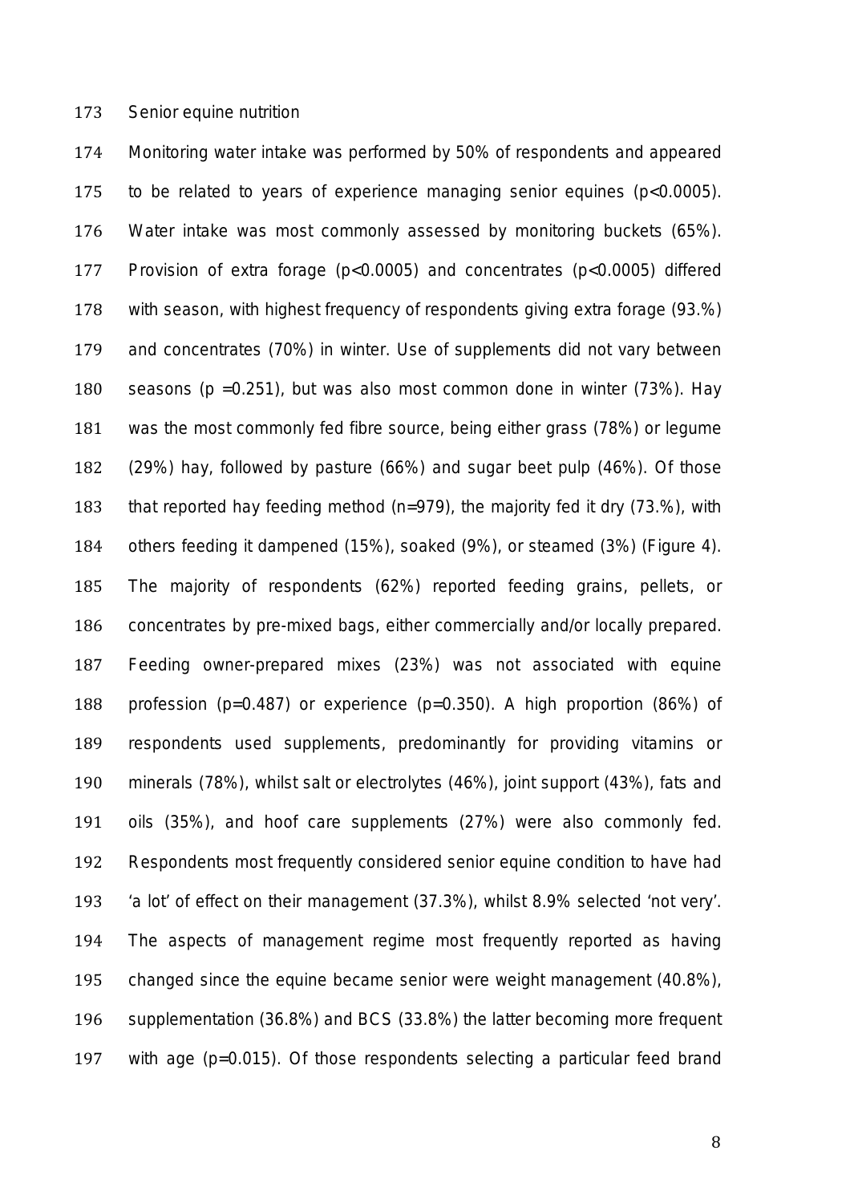## Senior equine nutrition

Monitoring water intake was performed by 50% of respondents and appeared to be related to years of experience managing senior equines ($p<0.0005$). Water intake was most commonly assessed by monitoring buckets (65%). Provision of extra forage ($p<0.0005$) and concentrates ($p<0.0005$) differed with season, with highest frequency of respondents giving extra forage (93.%) and concentrates (70%) in winter. Use of supplements did not vary between seasons ($p = 0.251$), but was also most common done in winter (73%). Hay was the most commonly fed fibre source, being either grass (78%) or legume (29%) hay, followed by pasture (66%) and sugar beet pulp (46%). Of those that reported hay feeding method (n=979), the majority fed it dry (73.%), with others feeding it dampened (15%), soaked (9%), or steamed (3%) (Figure 4). The majority of respondents (62%) reported feeding grains, pellets, or concentrates by pre-mixed bags, either commercially and/or locally prepared. Feeding owner-prepared mixes (23%) was not associated with equine profession ($p=0.487$) or experience ($p=0.350$). A high proportion (86%) of respondents used supplements, predominantly for providing vitamins or minerals (78%), whilst salt or electrolytes (46%), joint support (43%), fats and oils (35%), and hoof care supplements (27%) were also commonly fed. Respondents most frequently considered senior equine condition to have had 'a lot' of effect on their management (37.3%), whilst 8.9% selected 'not very'. The aspects of management regime most frequently reported as having changed since the equine became senior were weight management (40.8%), supplementation (36.8%) and BCS (33.8%) the latter becoming more frequent with age ($p=0.015$). Of those respondents selecting a particular feed brand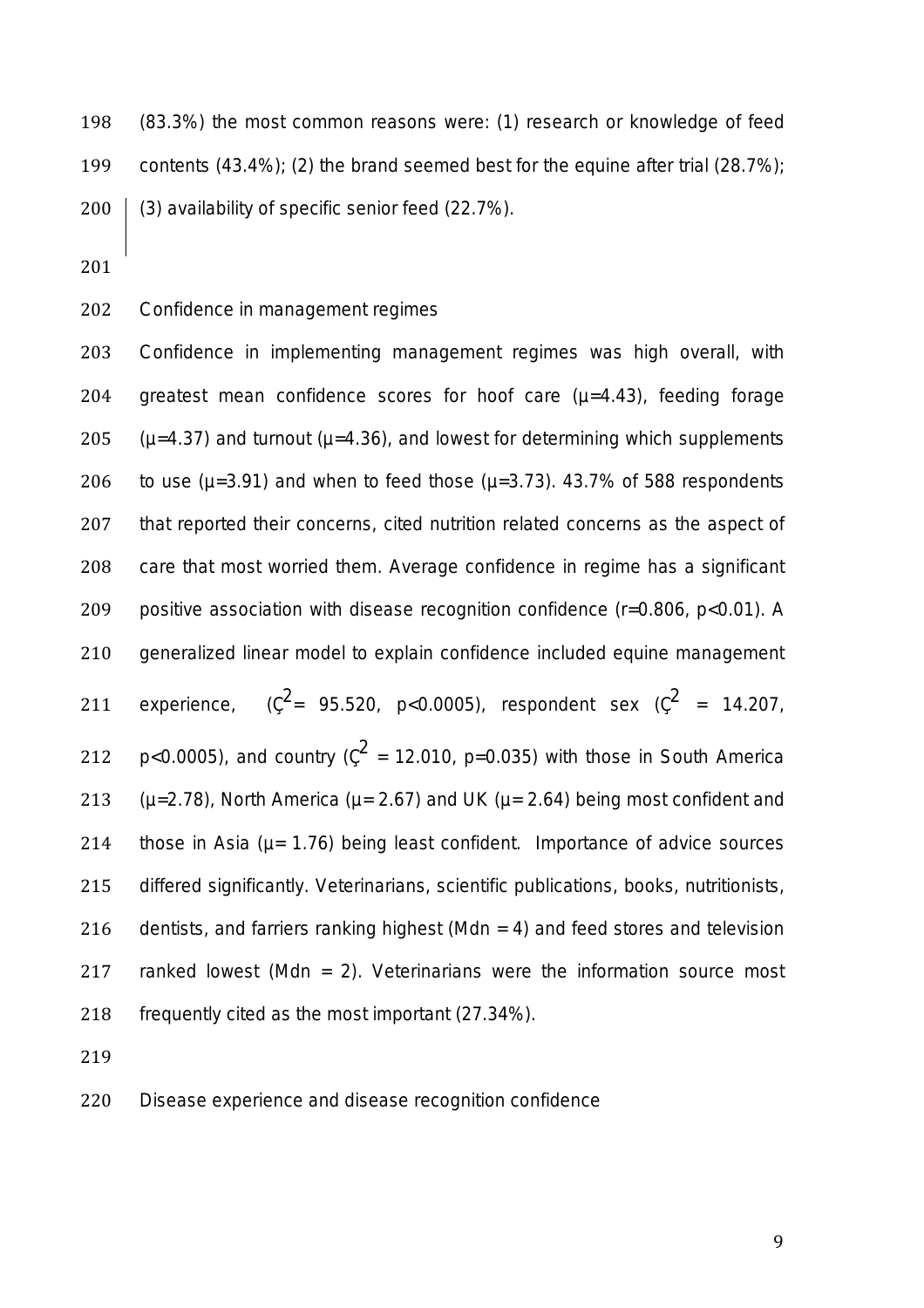(83.3%) the most common reasons were: (1) research or knowledge of feed contents (43.4%); (2) the brand seemed best for the equine after trial (28.7%); (3) availability of specific senior feed (22.7%).

## Confidence in management regimes

Confidence in implementing management regimes was high overall, with greatest mean confidence scores for hoof care ($\mu$=4.43), feeding forage ($\mu$=4.37) and turnout ($\mu$=4.36), and lowest for determining which supplements to use ($\mu$=3.91) and when to feed those ($\mu$=3.73). 43.7% of 588 respondents that reported their concerns, cited nutrition related concerns as the aspect of care that most worried them. Average confidence in regime has a significant positive association with disease recognition confidence (r=0.806, p<0.01). A generalized linear model to explain confidence included equine management experience, ($Ç^2$= 95.520, p<0.0005), respondent sex ($Ç^2$ = 14.207, p<0.0005), and country ($Ç^2$ = 12.010, p=0.035) with those in South America ($\mu$=2.78), North America ($\mu$= 2.67) and UK ($\mu$= 2.64) being most confident and those in Asia ($\mu$= 1.76) being least confident. Importance of advice sources differed significantly. Veterinarians, scientific publications, books, nutritionists, dentists, and farriers ranking highest (Mdn = 4) and feed stores and television ranked lowest (Mdn = 2). Veterinarians were the information source most frequently cited as the most important (27.34%).

## Disease experience and disease recognition confidence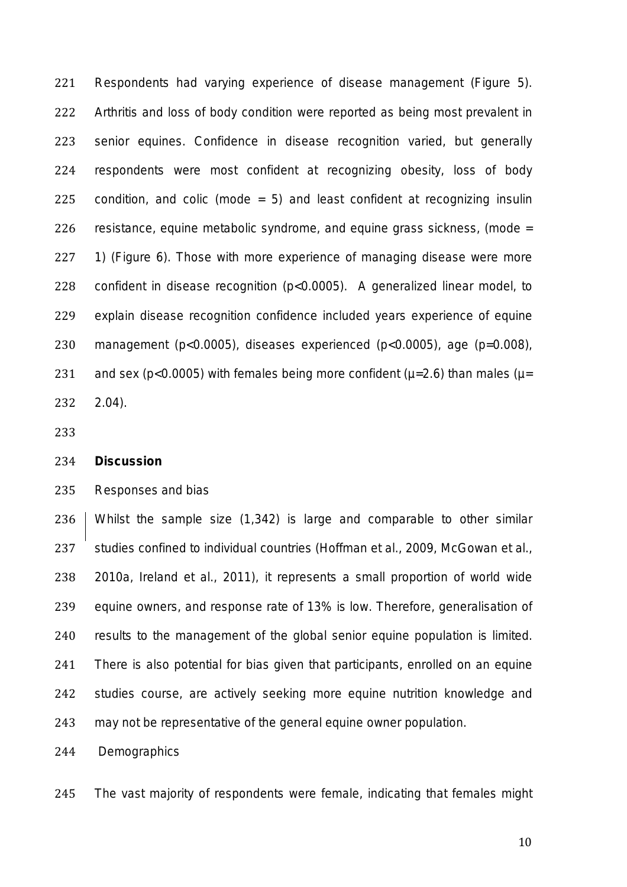Respondents had varying experience of disease management (Figure 5). Arthritis and loss of body condition were reported as being most prevalent in senior equines. Confidence in disease recognition varied, but generally respondents were most confident at recognizing obesity, loss of body condition, and colic (mode = 5) and least confident at recognizing insulin resistance, equine metabolic syndrome, and equine grass sickness, (mode = 1) (Figure 6). Those with more experience of managing disease were more confident in disease recognition ($p<0.0005$). A generalized linear model, to explain disease recognition confidence included years experience of equine management ($p<0.0005$), diseases experienced ($p<0.0005$), age ($p=0.008$), and sex ($p<0.0005$) with females being more confident ($\mu=2.6$) than males ($\mu=2.04$).

## Discussion

### Responses and bias

Whilst the sample size (1,342) is large and comparable to other similar studies confined to individual countries (Hoffman et al., 2009, McGowan et al., 2010a, Ireland et al., 2011), it represents a small proportion of world wide equine owners, and response rate of 13% is low. Therefore, generalisation of results to the management of the global senior equine population is limited. There is also potential for bias given that participants, enrolled on an equine studies course, are actively seeking more equine nutrition knowledge and may not be representative of the general equine owner population.

### Demographics

The vast majority of respondents were female, indicating that females might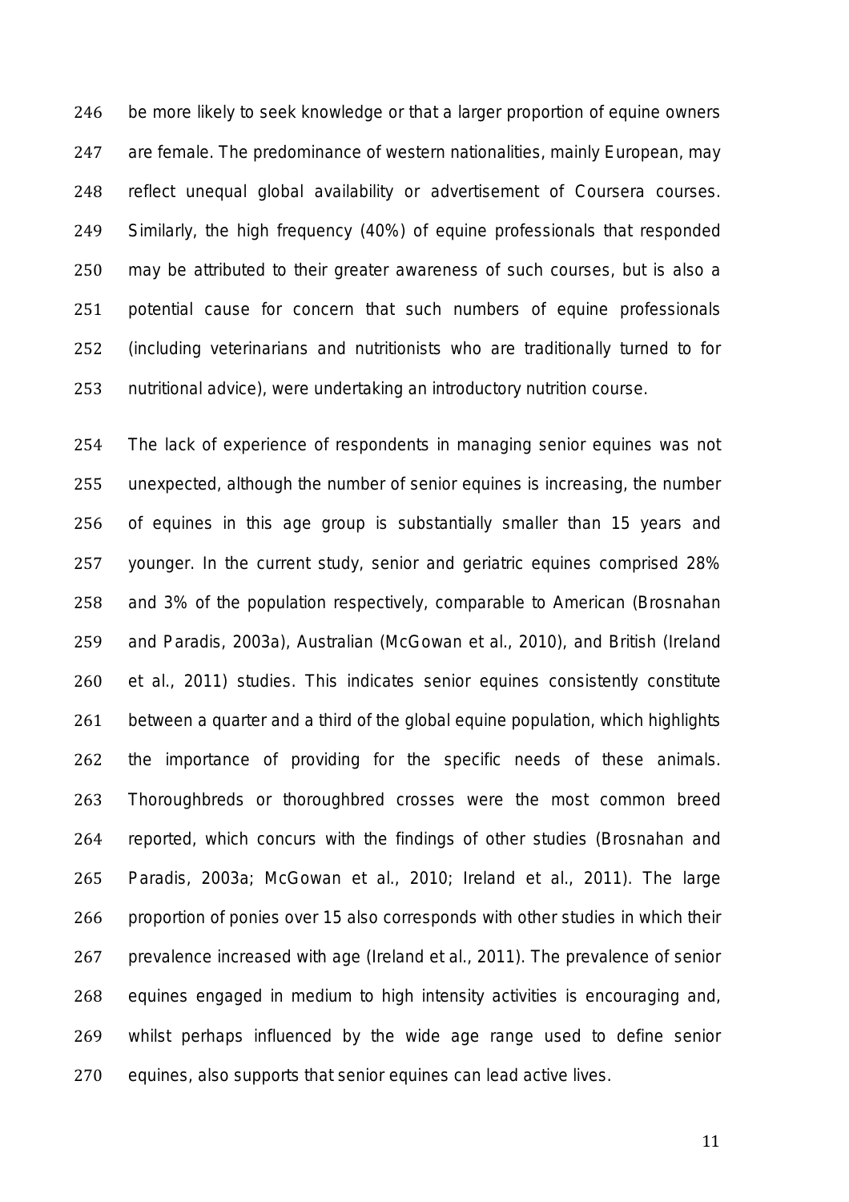be more likely to seek knowledge or that a larger proportion of equine owners are female. The predominance of western nationalities, mainly European, may reflect unequal global availability or advertisement of Coursera courses. Similarly, the high frequency (40%) of equine professionals that responded may be attributed to their greater awareness of such courses, but is also a potential cause for concern that such numbers of equine professionals (including veterinarians and nutritionists who are traditionally turned to for nutritional advice), were undertaking an introductory nutrition course.

The lack of experience of respondents in managing senior equines was not unexpected, although the number of senior equines is increasing, the number of equines in this age group is substantially smaller than 15 years and younger. In the current study, senior and geriatric equines comprised 28% and 3% of the population respectively, comparable to American (Brosnahan and Paradis, 2003a), Australian (McGowan et al., 2010), and British (Ireland et al., 2011) studies. This indicates senior equines consistently constitute between a quarter and a third of the global equine population, which highlights the importance of providing for the specific needs of these animals. Thoroughbreds or thoroughbred crosses were the most common breed reported, which concurs with the findings of other studies (Brosnahan and Paradis, 2003a; McGowan et al., 2010; Ireland et al., 2011). The large proportion of ponies over 15 also corresponds with other studies in which their prevalence increased with age (Ireland et al., 2011). The prevalence of senior equines engaged in medium to high intensity activities is encouraging and, whilst perhaps influenced by the wide age range used to define senior equines, also supports that senior equines can lead active lives.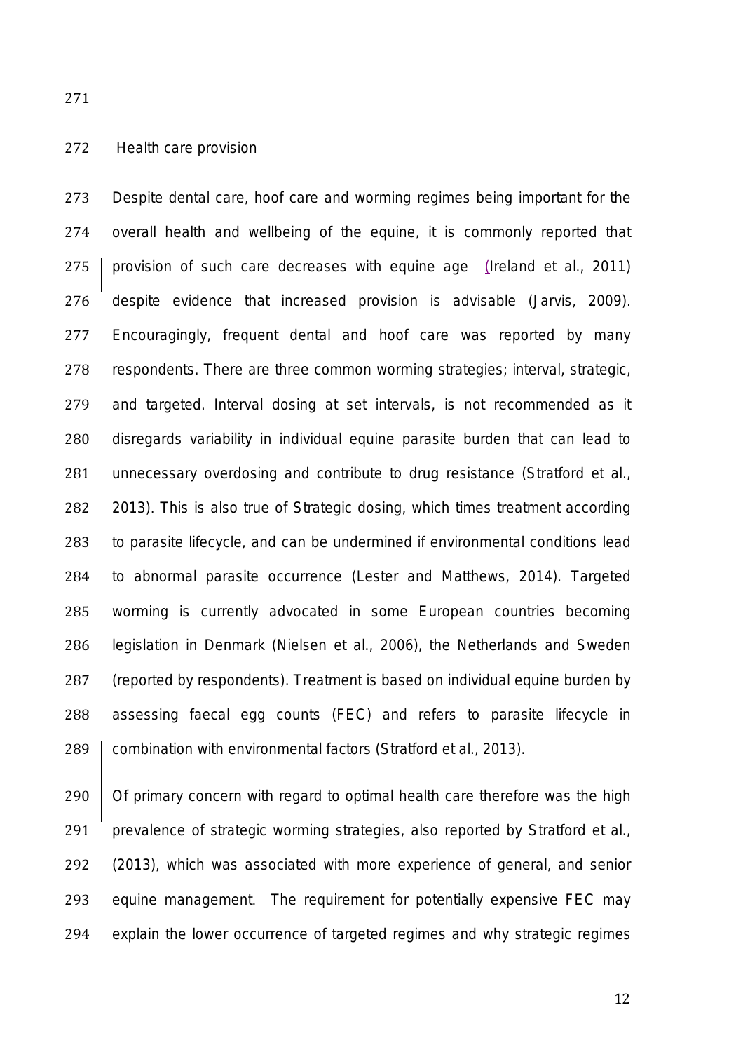## Health care provision

Despite dental care, hoof care and worming regimes being important for the overall health and wellbeing of the equine, it is commonly reported that provision of such care decreases with equine age (Ireland et al., 2011) despite evidence that increased provision is advisable (Jarvis, 2009). Encouragingly, frequent dental and hoof care was reported by many respondents. There are three common worming strategies; interval, strategic, and targeted. Interval dosing at set intervals, is not recommended as it disregards variability in individual equine parasite burden that can lead to unnecessary overdosing and contribute to drug resistance (Stratford et al., 2013). This is also true of Strategic dosing, which times treatment according to parasite lifecycle, and can be undermined if environmental conditions lead to abnormal parasite occurrence (Lester and Matthews, 2014). Targeted worming is currently advocated in some European countries becoming legislation in Denmark (Nielsen et al., 2006), the Netherlands and Sweden (reported by respondents). Treatment is based on individual equine burden by assessing faecal egg counts (FEC) and refers to parasite lifecycle in combination with environmental factors (Stratford et al., 2013).

Of primary concern with regard to optimal health care therefore was the high prevalence of strategic worming strategies, also reported by Stratford et al., (2013), which was associated with more experience of general, and senior equine management. The requirement for potentially expensive FEC may explain the lower occurrence of targeted regimes and why strategic regimes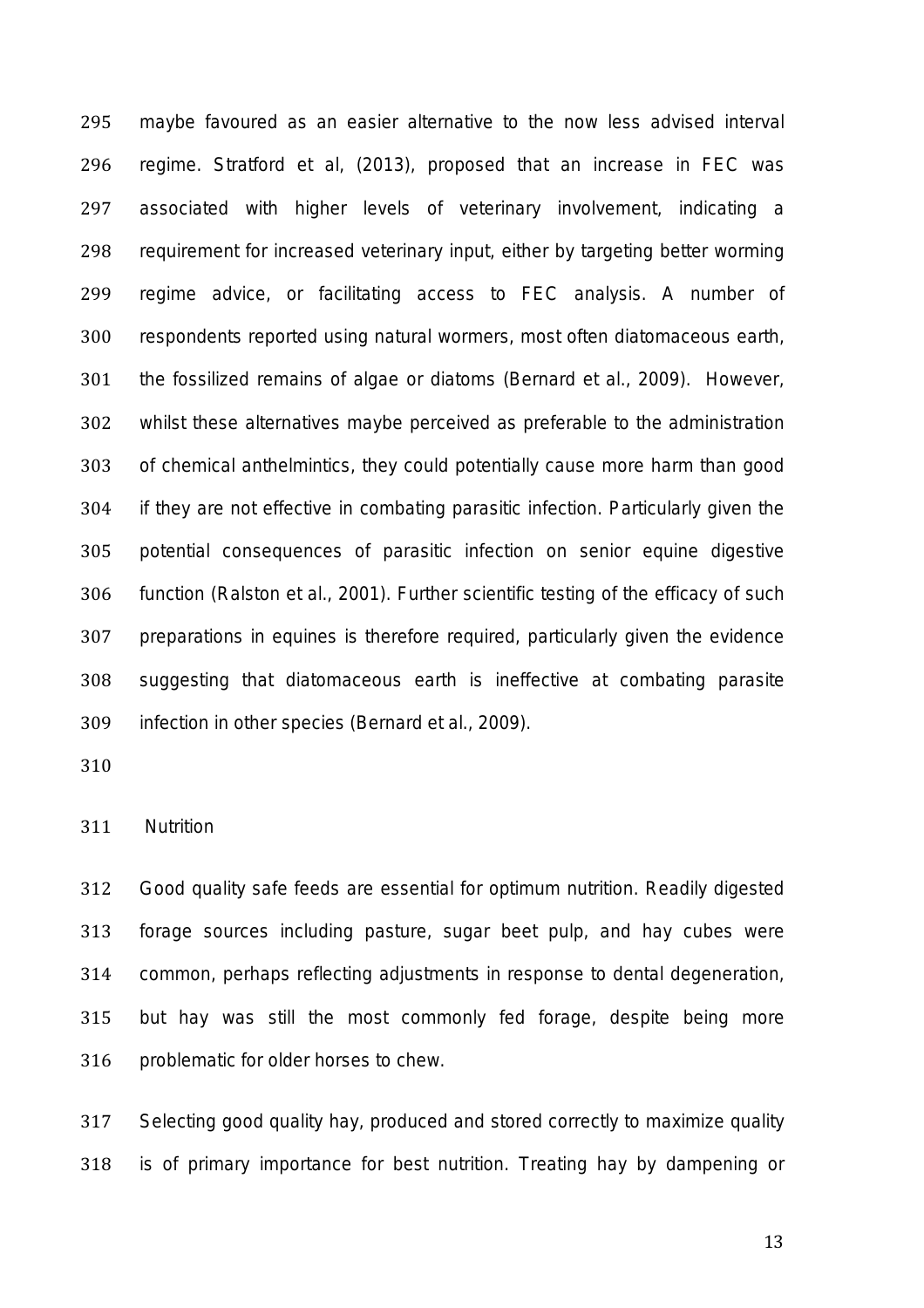maybe favoured as an easier alternative to the now less advised interval regime. Stratford et al, (2013), proposed that an increase in FEC was associated with higher levels of veterinary involvement, indicating a requirement for increased veterinary input, either by targeting better worming regime advice, or facilitating access to FEC analysis. A number of respondents reported using natural wormers, most often diatomaceous earth, the fossilized remains of algae or diatoms (Bernard et al., 2009). However, whilst these alternatives maybe perceived as preferable to the administration of chemical anthelmintics, they could potentially cause more harm than good if they are not effective in combating parasitic infection. Particularly given the potential consequences of parasitic infection on senior equine digestive function (Ralston et al., 2001). Further scientific testing of the efficacy of such preparations in equines is therefore required, particularly given the evidence suggesting that diatomaceous earth is ineffective at combating parasite infection in other species (Bernard et al., 2009).

## Nutrition

Good quality safe feeds are essential for optimum nutrition. Readily digested forage sources including pasture, sugar beet pulp, and hay cubes were common, perhaps reflecting adjustments in response to dental degeneration, but hay was still the most commonly fed forage, despite being more problematic for older horses to chew.

Selecting good quality hay, produced and stored correctly to maximize quality is of primary importance for best nutrition. Treating hay by dampening or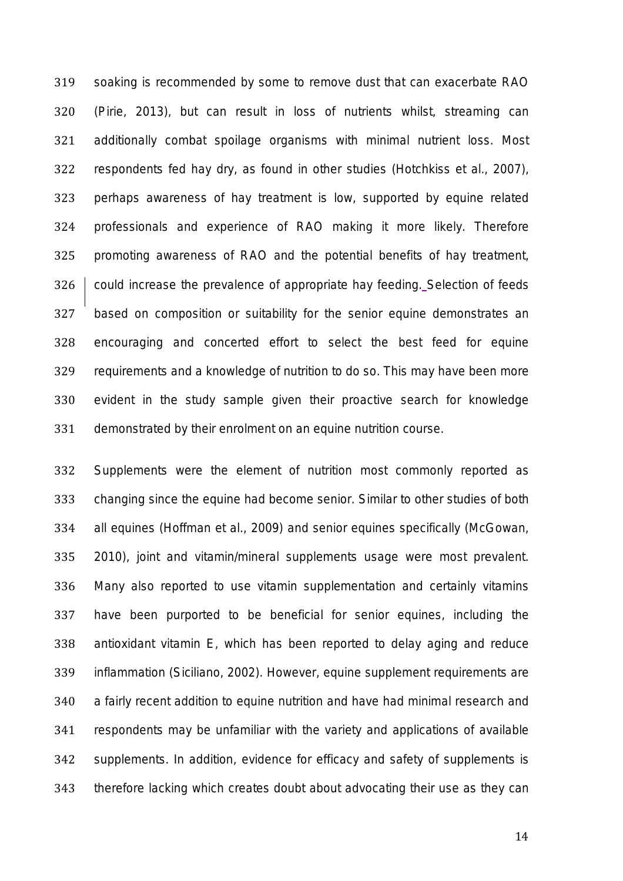soaking is recommended by some to remove dust that can exacerbate RAO (Pirie, 2013), but can result in loss of nutrients whilst, streaming can additionally combat spoilage organisms with minimal nutrient loss. Most respondents fed hay dry, as found in other studies (Hotchkiss et al., 2007), perhaps awareness of hay treatment is low, supported by equine related professionals and experience of RAO making it more likely. Therefore promoting awareness of RAO and the potential benefits of hay treatment, could increase the prevalence of appropriate hay feeding. Selection of feeds based on composition or suitability for the senior equine demonstrates an encouraging and concerted effort to select the best feed for equine requirements and a knowledge of nutrition to do so. This may have been more evident in the study sample given their proactive search for knowledge demonstrated by their enrolment on an equine nutrition course.

Supplements were the element of nutrition most commonly reported as changing since the equine had become senior. Similar to other studies of both all equines (Hoffman et al., 2009) and senior equines specifically (McGowan, 2010), joint and vitamin/mineral supplements usage were most prevalent. Many also reported to use vitamin supplementation and certainly vitamins have been purported to be beneficial for senior equines, including the antioxidant vitamin E, which has been reported to delay aging and reduce inflammation (Siciliano, 2002). However, equine supplement requirements are a fairly recent addition to equine nutrition and have had minimal research and respondents may be unfamiliar with the variety and applications of available supplements. In addition, evidence for efficacy and safety of supplements is therefore lacking which creates doubt about advocating their use as they can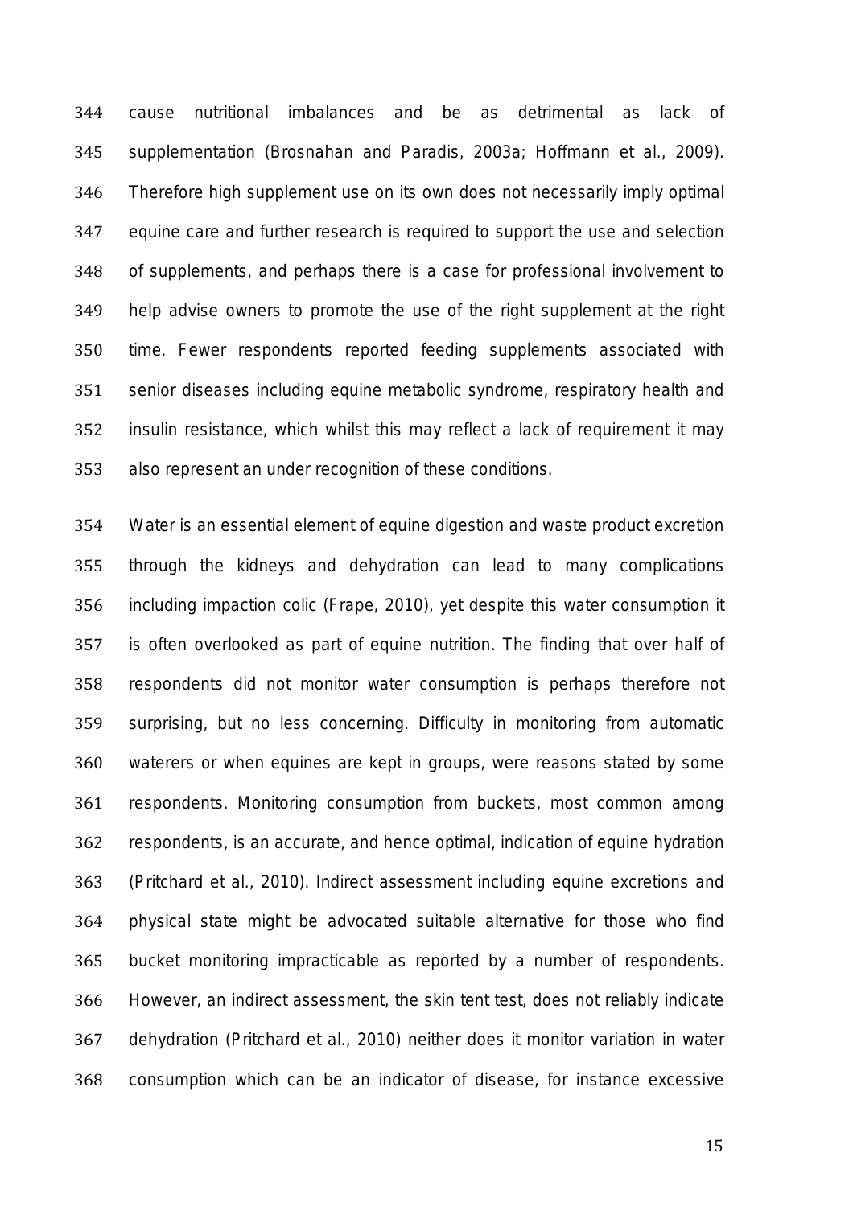cause nutritional imbalances and be as detrimental as lack of supplementation (Brosnahan and Paradis, 2003a; Hoffmann et al., 2009). Therefore high supplement use on its own does not necessarily imply optimal equine care and further research is required to support the use and selection of supplements, and perhaps there is a case for professional involvement to help advise owners to promote the use of the right supplement at the right time. Fewer respondents reported feeding supplements associated with senior diseases including equine metabolic syndrome, respiratory health and insulin resistance, which whilst this may reflect a lack of requirement it may also represent an under recognition of these conditions.

Water is an essential element of equine digestion and waste product excretion through the kidneys and dehydration can lead to many complications including impaction colic (Frape, 2010), yet despite this water consumption it is often overlooked as part of equine nutrition. The finding that over half of respondents did not monitor water consumption is perhaps therefore not surprising, but no less concerning. Difficulty in monitoring from automatic waterers or when equines are kept in groups, were reasons stated by some respondents. Monitoring consumption from buckets, most common among respondents, is an accurate, and hence optimal, indication of equine hydration (Pritchard et al., 2010). Indirect assessment including equine excretions and physical state might be advocated suitable alternative for those who find bucket monitoring impracticable as reported by a number of respondents. However, an indirect assessment, the skin tent test, does not reliably indicate dehydration (Pritchard et al., 2010) neither does it monitor variation in water consumption which can be an indicator of disease, for instance excessive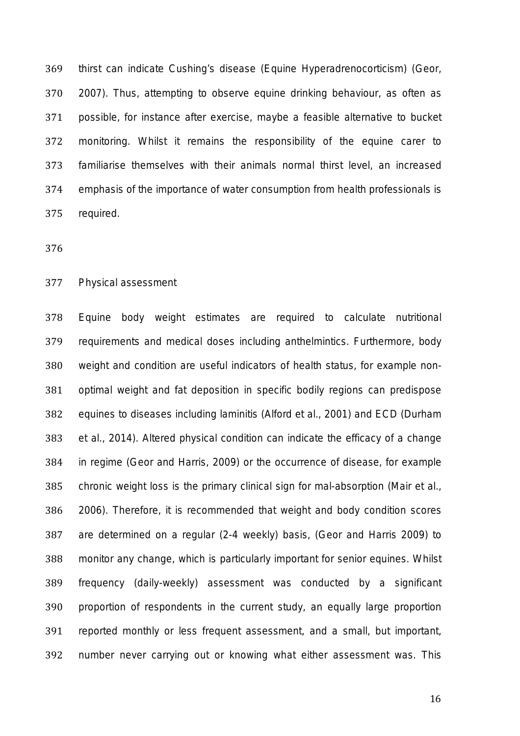thirst can indicate Cushing's disease (Equine Hyperadrenocorticism) (Geor, 2007). Thus, attempting to observe equine drinking behaviour, as often as possible, for instance after exercise, maybe a feasible alternative to bucket monitoring. Whilst it remains the responsibility of the equine carer to familiarise themselves with their animals normal thirst level, an increased emphasis of the importance of water consumption from health professionals is required.

## Physical assessment

Equine body weight estimates are required to calculate nutritional requirements and medical doses including anthelmintics. Furthermore, body weight and condition are useful indicators of health status, for example non-optimal weight and fat deposition in specific bodily regions can predispose equines to diseases including laminitis (Alford et al., 2001) and ECD (Durham et al., 2014). Altered physical condition can indicate the efficacy of a change in regime (Geor and Harris, 2009) or the occurrence of disease, for example chronic weight loss is the primary clinical sign for mal-absorption (Mair et al., 2006). Therefore, it is recommended that weight and body condition scores are determined on a regular (2-4 weekly) basis, (Geor and Harris 2009) to monitor any change, which is particularly important for senior equines. Whilst frequency (daily-weekly) assessment was conducted by a significant proportion of respondents in the current study, an equally large proportion reported monthly or less frequent assessment, and a small, but important, number never carrying out or knowing what either assessment was. This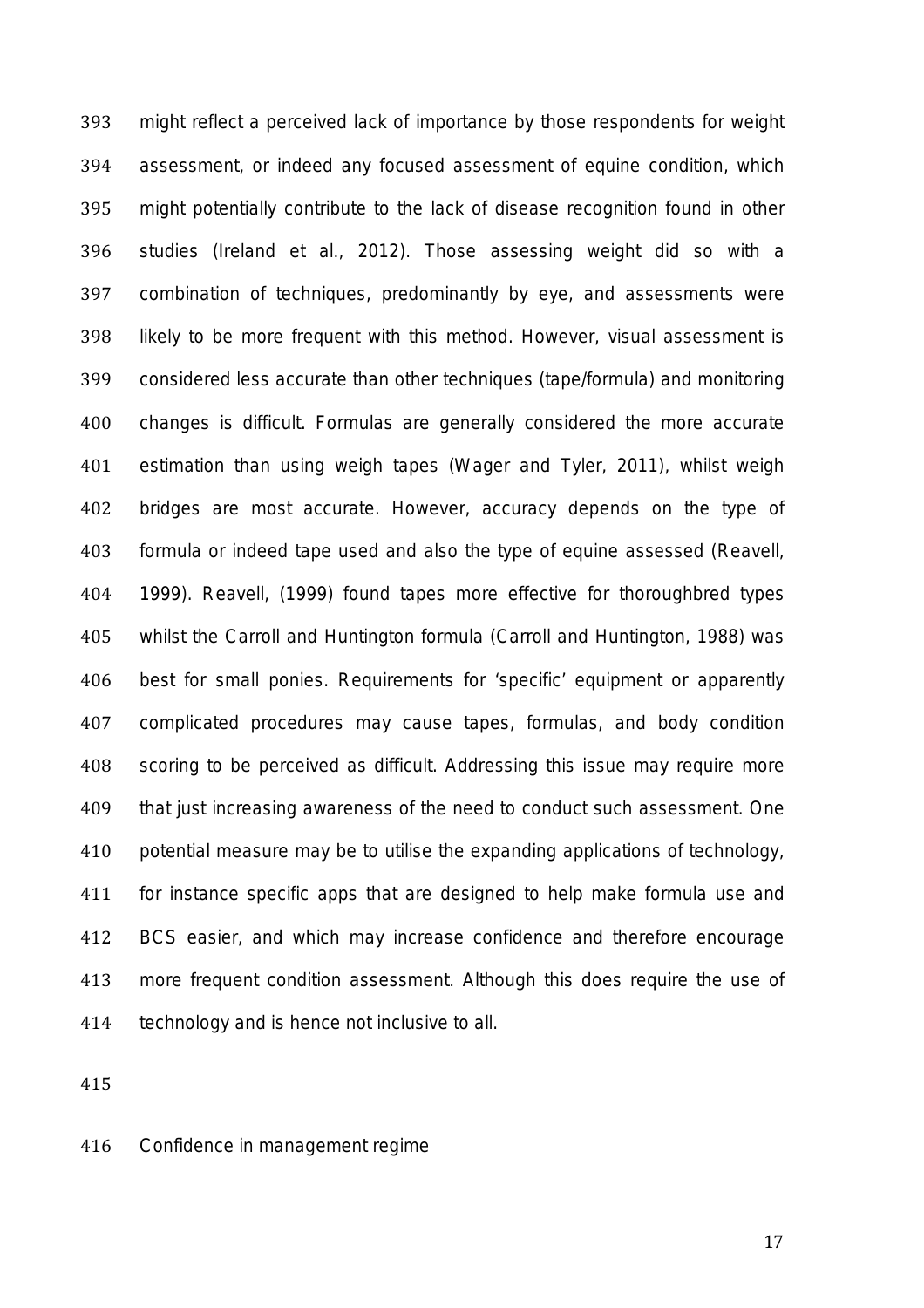might reflect a perceived lack of importance by those respondents for weight assessment, or indeed any focused assessment of equine condition, which might potentially contribute to the lack of disease recognition found in other studies (Ireland et al., 2012). Those assessing weight did so with a combination of techniques, predominantly by eye, and assessments were likely to be more frequent with this method. However, visual assessment is considered less accurate than other techniques (tape/formula) and monitoring changes is difficult. Formulas are generally considered the more accurate estimation than using weigh tapes (Wager and Tyler, 2011), whilst weigh bridges are most accurate. However, accuracy depends on the type of formula or indeed tape used and also the type of equine assessed (Reavell, 1999). Reavell, (1999) found tapes more effective for thoroughbred types whilst the Carroll and Huntington formula (Carroll and Huntington, 1988) was best for small ponies. Requirements for 'specific' equipment or apparently complicated procedures may cause tapes, formulas, and body condition scoring to be perceived as difficult. Addressing this issue may require more that just increasing awareness of the need to conduct such assessment. One potential measure may be to utilise the expanding applications of technology, for instance specific apps that are designed to help make formula use and BCS easier, and which may increase confidence and therefore encourage more frequent condition assessment. Although this does require the use of technology and is hence not inclusive to all.

Confidence in management regime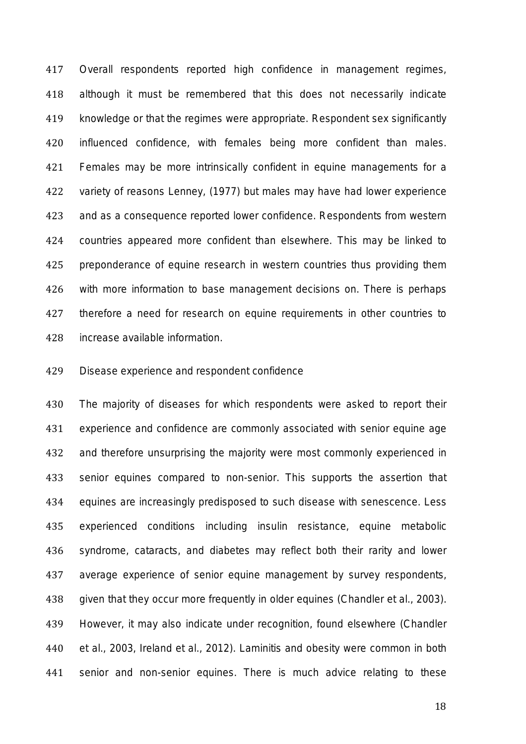Overall respondents reported high confidence in management regimes, although it must be remembered that this does not necessarily indicate knowledge or that the regimes were appropriate. Respondent sex significantly influenced confidence, with females being more confident than males. Females may be more intrinsically confident in equine managements for a variety of reasons Lenney, (1977) but males may have had lower experience and as a consequence reported lower confidence. Respondents from western countries appeared more confident than elsewhere. This may be linked to preponderance of equine research in western countries thus providing them with more information to base management decisions on. There is perhaps therefore a need for research on equine requirements in other countries to increase available information.

Disease experience and respondent confidence

The majority of diseases for which respondents were asked to report their experience and confidence are commonly associated with senior equine age and therefore unsurprising the majority were most commonly experienced in senior equines compared to non-senior. This supports the assertion that equines are increasingly predisposed to such disease with senescence. Less experienced conditions including insulin resistance, equine metabolic syndrome, cataracts, and diabetes may reflect both their rarity and lower average experience of senior equine management by survey respondents, given that they occur more frequently in older equines (Chandler et al., 2003). However, it may also indicate under recognition, found elsewhere (Chandler et al., 2003, Ireland et al., 2012). Laminitis and obesity were common in both senior and non-senior equines. There is much advice relating to these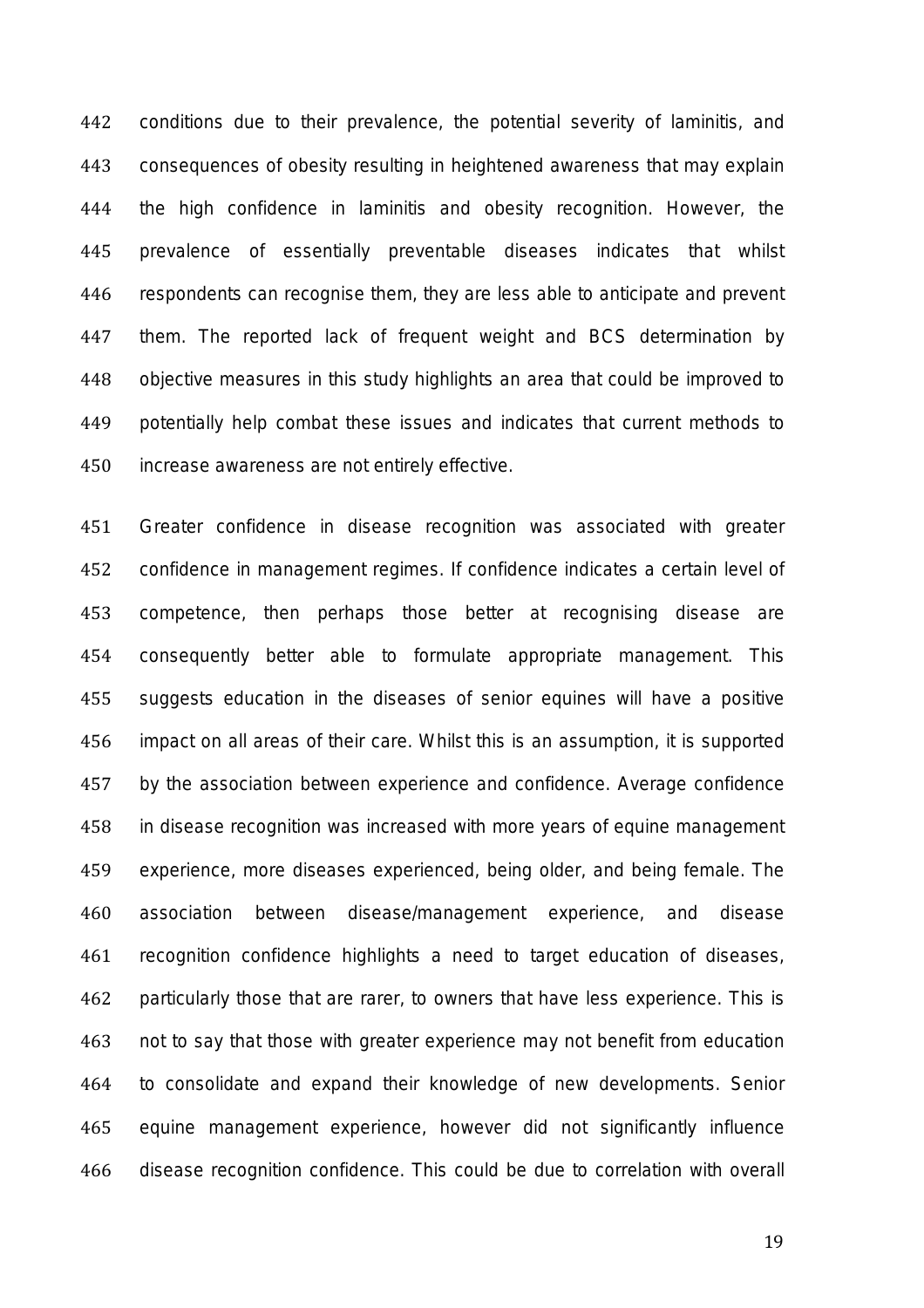conditions due to their prevalence, the potential severity of laminitis, and consequences of obesity resulting in heightened awareness that may explain the high confidence in laminitis and obesity recognition. However, the prevalence of essentially preventable diseases indicates that whilst respondents can recognise them, they are less able to anticipate and prevent them. The reported lack of frequent weight and BCS determination by objective measures in this study highlights an area that could be improved to potentially help combat these issues and indicates that current methods to increase awareness are not entirely effective.

Greater confidence in disease recognition was associated with greater confidence in management regimes. If confidence indicates a certain level of competence, then perhaps those better at recognising disease are consequently better able to formulate appropriate management. This suggests education in the diseases of senior equines will have a positive impact on all areas of their care. Whilst this is an assumption, it is supported by the association between experience and confidence. Average confidence in disease recognition was increased with more years of equine management experience, more diseases experienced, being older, and being female. The association between disease/management experience, and disease recognition confidence highlights a need to target education of diseases, particularly those that are rarer, to owners that have less experience. This is not to say that those with greater experience may not benefit from education to consolidate and expand their knowledge of new developments. Senior equine management experience, however did not significantly influence disease recognition confidence. This could be due to correlation with overall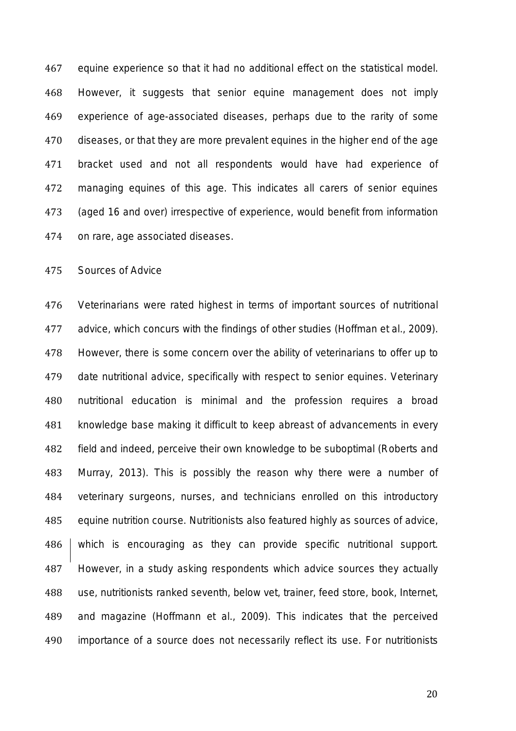equine experience so that it had no additional effect on the statistical model. However, it suggests that senior equine management does not imply experience of age-associated diseases, perhaps due to the rarity of some diseases, or that they are more prevalent equines in the higher end of the age bracket used and not all respondents would have had experience of managing equines of this age. This indicates all carers of senior equines (aged 16 and over) irrespective of experience, would benefit from information on rare, age associated diseases.

## Sources of Advice

Veterinarians were rated highest in terms of important sources of nutritional advice, which concurs with the findings of other studies (Hoffman et al., 2009). However, there is some concern over the ability of veterinarians to offer up to date nutritional advice, specifically with respect to senior equines. Veterinary nutritional education is minimal and the profession requires a broad knowledge base making it difficult to keep abreast of advancements in every field and indeed, perceive their own knowledge to be suboptimal (Roberts and Murray, 2013). This is possibly the reason why there were a number of veterinary surgeons, nurses, and technicians enrolled on this introductory equine nutrition course. Nutritionists also featured highly as sources of advice, which is encouraging as they can provide specific nutritional support. However, in a study asking respondents which advice sources they actually use, nutritionists ranked seventh, below vet, trainer, feed store, book, Internet, and magazine (Hoffmann et al., 2009). This indicates that the perceived importance of a source does not necessarily reflect its use. For nutritionists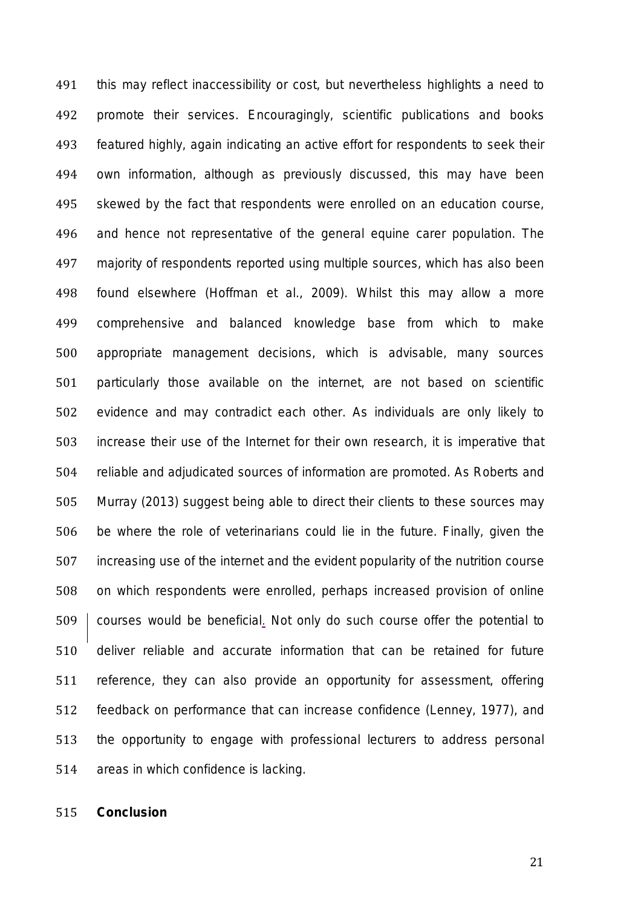this may reflect inaccessibility or cost, but nevertheless highlights a need to promote their services. Encouragingly, scientific publications and books featured highly, again indicating an active effort for respondents to seek their own information, although as previously discussed, this may have been skewed by the fact that respondents were enrolled on an education course, and hence not representative of the general equine carer population. The majority of respondents reported using multiple sources, which has also been found elsewhere (Hoffman et al., 2009). Whilst this may allow a more comprehensive and balanced knowledge base from which to make appropriate management decisions, which is advisable, many sources particularly those available on the internet, are not based on scientific evidence and may contradict each other. As individuals are only likely to increase their use of the Internet for their own research, it is imperative that reliable and adjudicated sources of information are promoted. As Roberts and Murray (2013) suggest being able to direct their clients to these sources may be where the role of veterinarians could lie in the future. Finally, given the increasing use of the internet and the evident popularity of the nutrition course on which respondents were enrolled, perhaps increased provision of online courses would be beneficial. Not only do such course offer the potential to deliver reliable and accurate information that can be retained for future reference, they can also provide an opportunity for assessment, offering feedback on performance that can increase confidence (Lenney, 1977), and the opportunity to engage with professional lecturers to address personal areas in which confidence is lacking.

## Conclusion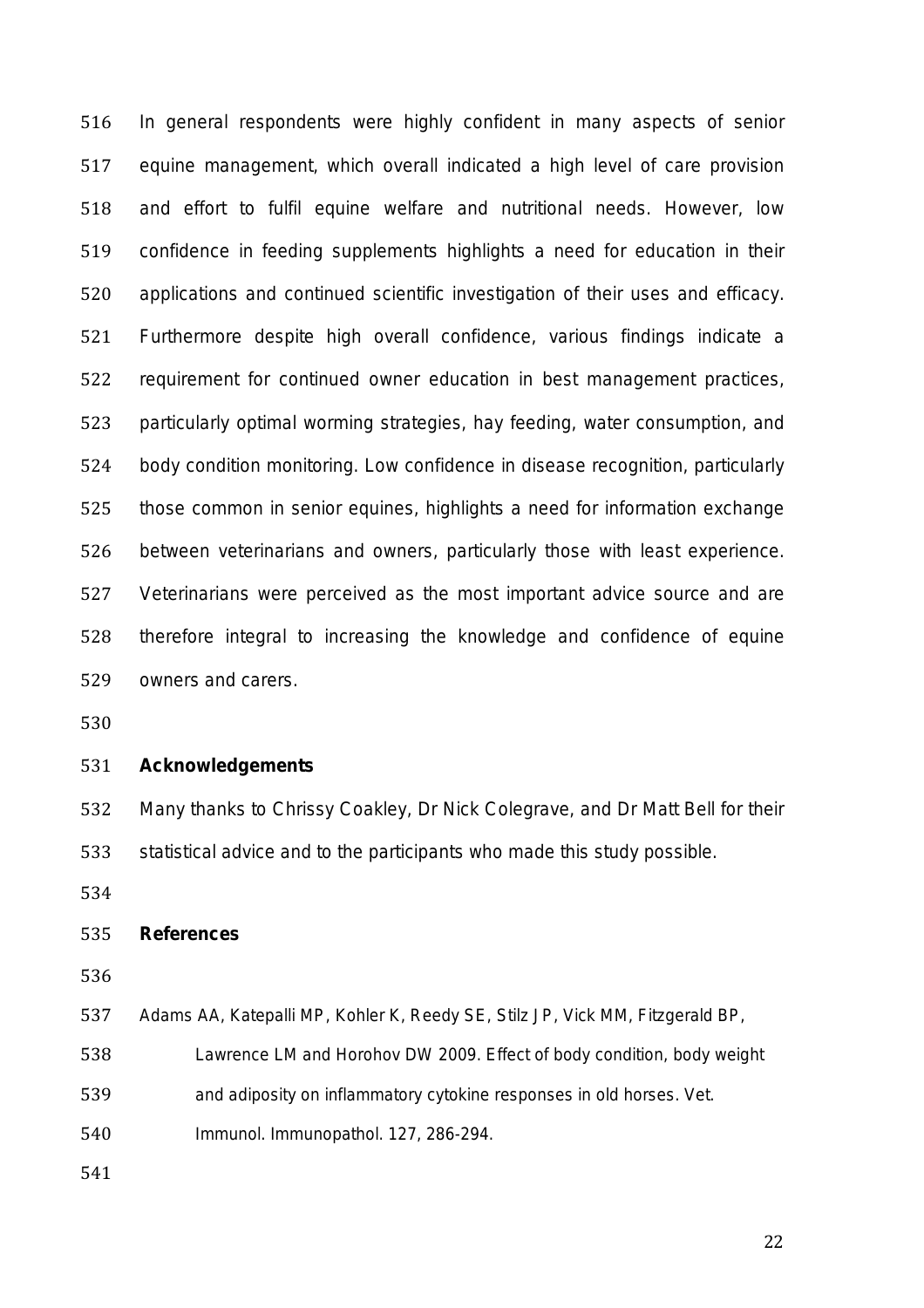In general respondents were highly confident in many aspects of senior equine management, which overall indicated a high level of care provision and effort to fulfil equine welfare and nutritional needs. However, low confidence in feeding supplements highlights a need for education in their applications and continued scientific investigation of their uses and efficacy. Furthermore despite high overall confidence, various findings indicate a requirement for continued owner education in best management practices, particularly optimal worming strategies, hay feeding, water consumption, and body condition monitoring. Low confidence in disease recognition, particularly those common in senior equines, highlights a need for information exchange between veterinarians and owners, particularly those with least experience. Veterinarians were perceived as the most important advice source and are therefore integral to increasing the knowledge and confidence of equine owners and carers.

## Acknowledgements

Many thanks to Chrissy Coakley, Dr Nick Colegrave, and Dr Matt Bell for their statistical advice and to the participants who made this study possible.

## References

Adams AA, Katepalli MP, Kohler K, Reedy SE, Stilz JP, Vick MM, Fitzgerald BP, Lawrence LM and Horohov DW 2009. Effect of body condition, body weight and adiposity on inflammatory cytokine responses in old horses. Vet. Immunol. Immunopathol. 127, 286-294.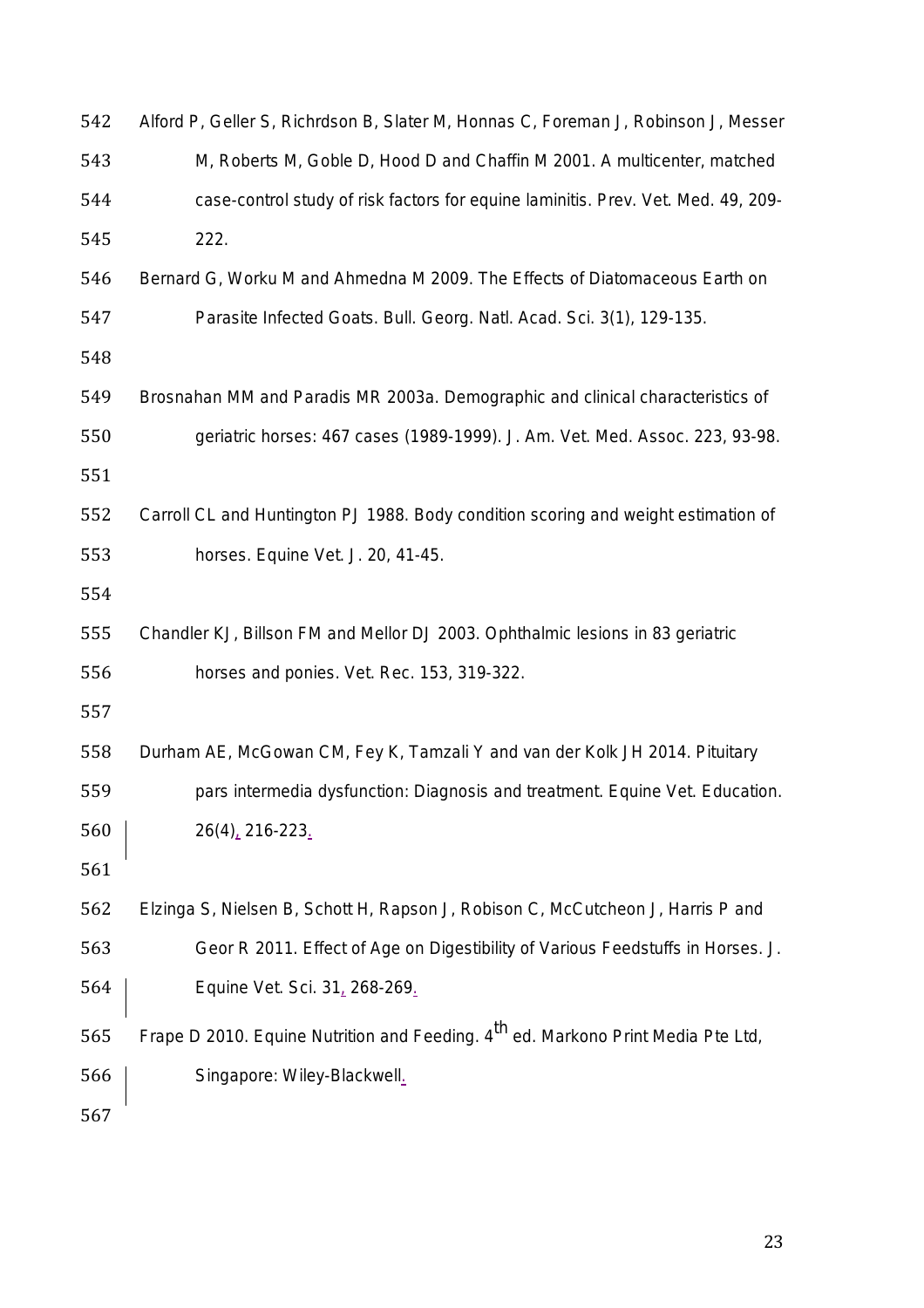Alford P, Geller S, Richrdson B, Slater M, Honnas C, Foreman J, Robinson J, Messer M, Roberts M, Goble D, Hood D and Chaffin M 2001. A multicenter, matched case-control study of risk factors for equine laminitis. Prev. Vet. Med. 49, 209-222.

Bernard G, Worku M and Ahmedna M 2009. The Effects of Diatomaceous Earth on Parasite Infected Goats. Bull. Georg. Natl. Acad. Sci. 3(1), 129-135.

Brosnahan MM and Paradis MR 2003a. Demographic and clinical characteristics of geriatric horses: 467 cases (1989-1999). J. Am. Vet. Med. Assoc. 223, 93-98.

Carroll CL and Huntington PJ 1988. Body condition scoring and weight estimation of horses. Equine Vet. J. 20, 41-45.

Chandler KJ, Billson FM and Mellor DJ 2003. Ophthalmic lesions in 83 geriatric horses and ponies. Vet. Rec. 153, 319-322.

Durham AE, McGowan CM, Fey K, Tamzali Y and van der Kolk JH 2014. Pituitary pars intermedia dysfunction: Diagnosis and treatment. Equine Vet. Education. 26(4), 216-223.

Elzinga S, Nielsen B, Schott H, Rapson J, Robison C, McCutcheon J, Harris P and Geor R 2011. Effect of Age on Digestibility of Various Feedstuffs in Horses. J. Equine Vet. Sci. 31, 268-269.

Frape D 2010. Equine Nutrition and Feeding. 4$^{th}$ ed. Markono Print Media Pte Ltd, Singapore: Wiley-Blackwell.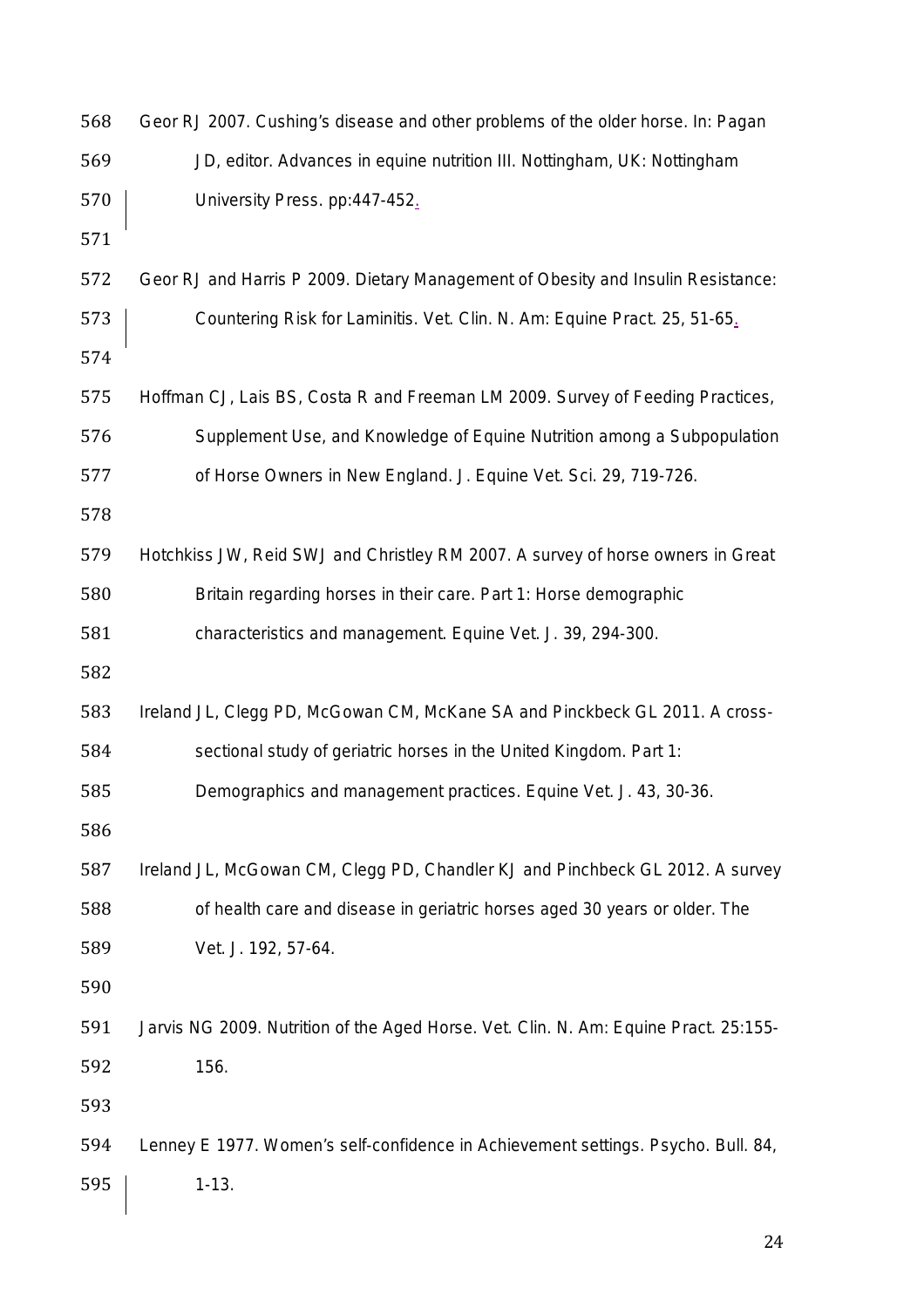Geor RJ 2007. Cushing's disease and other problems of the older horse. In: Pagan JD, editor. Advances in equine nutrition III. Nottingham, UK: Nottingham University Press. pp:447-452.

Geor RJ and Harris P 2009. Dietary Management of Obesity and Insulin Resistance: Countering Risk for Laminitis. Vet. Clin. N. Am: Equine Pract. 25, 51-65.

Hoffman CJ, Lais BS, Costa R and Freeman LM 2009. Survey of Feeding Practices, Supplement Use, and Knowledge of Equine Nutrition among a Subpopulation of Horse Owners in New England. J. Equine Vet. Sci. 29, 719-726.

Hotchkiss JW, Reid SWJ and Christley RM 2007. A survey of horse owners in Great Britain regarding horses in their care. Part 1: Horse demographic characteristics and management. Equine Vet. J. 39, 294-300.

Ireland JL, Clegg PD, McGowan CM, McKane SA and Pinckbeck GL 2011. A cross-sectional study of geriatric horses in the United Kingdom. Part 1: Demographics and management practices. Equine Vet. J. 43, 30-36.

Ireland JL, McGowan CM, Clegg PD, Chandler KJ and Pinchbeck GL 2012. A survey of health care and disease in geriatric horses aged 30 years or older. The Vet. J. 192, 57-64.

Jarvis NG 2009. Nutrition of the Aged Horse. Vet. Clin. N. Am: Equine Pract. 25:155-156.

Lenney E 1977. Women's self-confidence in Achievement settings. Psycho. Bull. 84, 1-13.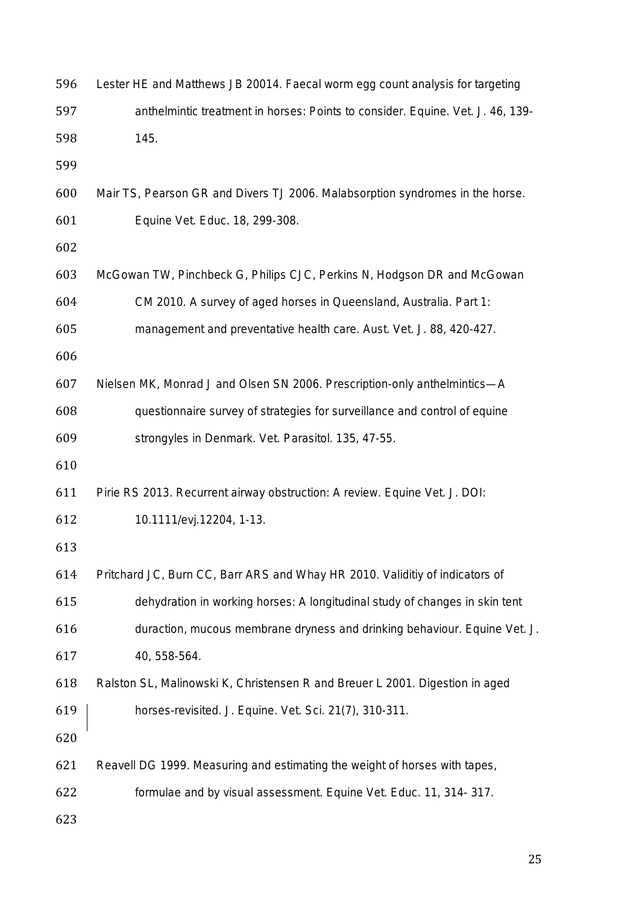Lester HE and Matthews JB 20014. Faecal worm egg count analysis for targeting anthelmintic treatment in horses: Points to consider. Equine. Vet. J. 46, 139-145.

Mair TS, Pearson GR and Divers TJ 2006. Malabsorption syndromes in the horse. Equine Vet. Educ. 18, 299-308.

McGowan TW, Pinchbeck G, Philips CJC, Perkins N, Hodgson DR and McGowan CM 2010. A survey of aged horses in Queensland, Australia. Part 1: management and preventative health care. Aust. Vet. J. 88, 420-427.

Nielsen MK, Monrad J and Olsen SN 2006. Prescription-only anthelmintics—A questionnaire survey of strategies for surveillance and control of equine strongyles in Denmark. Vet. Parasitol. 135, 47-55.

Pirie RS 2013. Recurrent airway obstruction: A review. Equine Vet. J. DOI: 10.1111/evj.12204, 1-13.

Pritchard JC, Burn CC, Barr ARS and Whay HR 2010. Validitiy of indicators of dehydration in working horses: A longitudinal study of changes in skin tent duraction, mucous membrane dryness and drinking behaviour. Equine Vet. J. 40, 558-564.

Ralston SL, Malinowski K, Christensen R and Breuer L 2001. Digestion in aged horses-revisited. J. Equine. Vet. Sci. 21(7), 310-311.

Reavell DG 1999. Measuring and estimating the weight of horses with tapes, formulae and by visual assessment. Equine Vet. Educ. 11, 314- 317.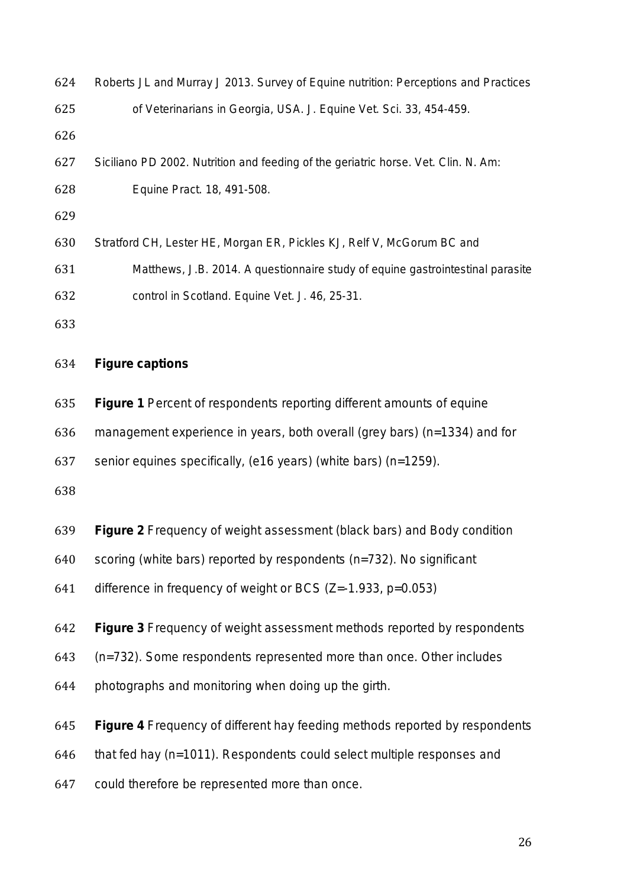Roberts JL and Murray J 2013. Survey of Equine nutrition: Perceptions and Practices of Veterinarians in Georgia, USA. J. Equine Vet. Sci. 33, 454-459.

Siciliano PD 2002. Nutrition and feeding of the geriatric horse. Vet. Clin. N. Am: Equine Pract. 18, 491-508.

Stratford CH, Lester HE, Morgan ER, Pickles KJ, Relf V, McGorum BC and Matthews, J.B. 2014. A questionnaire study of equine gastrointestinal parasite control in Scotland. Equine Vet. J. 46, 25-31.

## Figure captions

**Figure 1** Percent of respondents reporting different amounts of equine management experience in years, both overall (grey bars) (n=1334) and for senior equines specifically, (e16 years) (white bars) (n=1259).

**Figure 2** Frequency of weight assessment (black bars) and Body condition scoring (white bars) reported by respondents (n=732). No significant difference in frequency of weight or BCS ($Z=-1.933$, $p=0.053$)

**Figure 3** Frequency of weight assessment methods reported by respondents (n=732). Some respondents represented more than once. Other includes photographs and monitoring when doing up the girth.

**Figure 4** Frequency of different hay feeding methods reported by respondents that fed hay (n=1011). Respondents could select multiple responses and could therefore be represented more than once.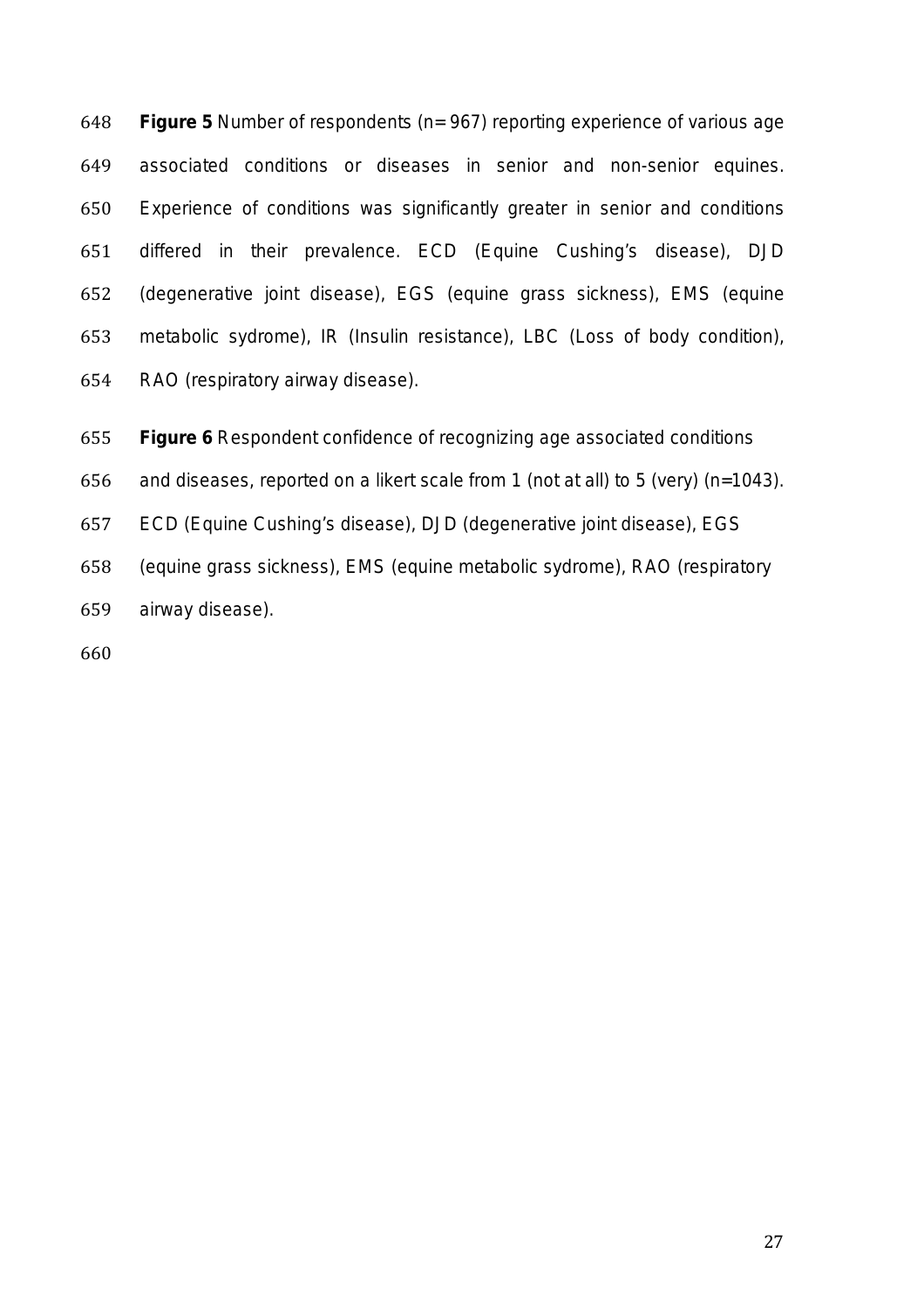**Figure 5** Number of respondents (n= 967) reporting experience of various age associated conditions or diseases in senior and non-senior equines. Experience of conditions was significantly greater in senior and conditions differed in their prevalence. ECD (Equine Cushing's disease), DJD (degenerative joint disease), EGS (equine grass sickness), EMS (equine metabolic sydrome), IR (Insulin resistance), LBC (Loss of body condition), RAO (respiratory airway disease).

**Figure 6** Respondent confidence of recognizing age associated conditions and diseases, reported on a likert scale from 1 (not at all) to 5 (very) (n=1043). ECD (Equine Cushing's disease), DJD (degenerative joint disease), EGS (equine grass sickness), EMS (equine metabolic sydrome), RAO (respiratory airway disease).